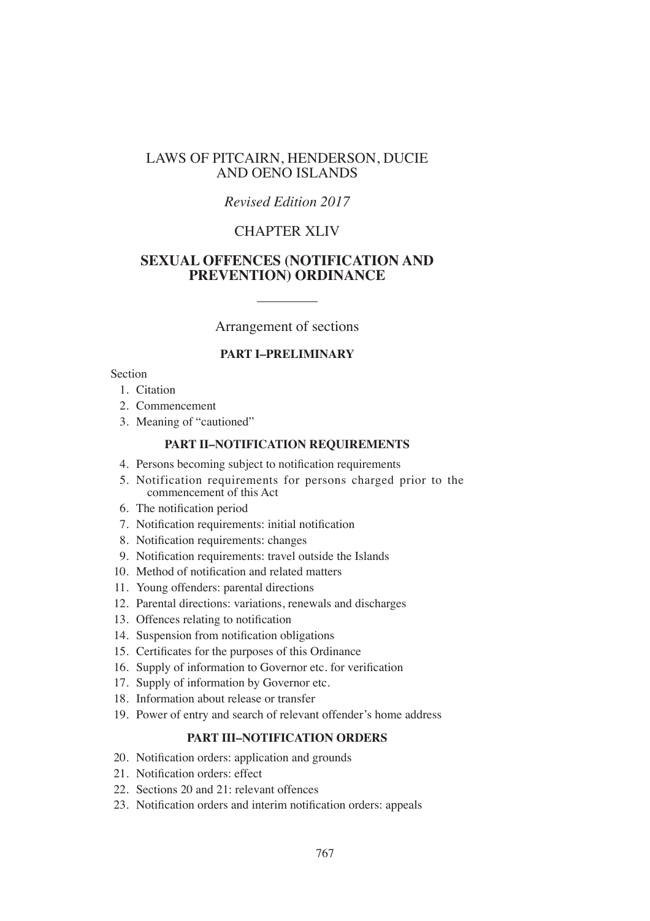# LAWS OF PITCAIRN, HENDERSON, DUCIE AND OENO ISLANDS

*Revised Edition 2017*

## CHAPTER XLIV

## SEXUAL OFFENCES (NOTIFICATION AND PREVENTION) ORDINANCE

Arrangement of sections

### PART I–PRELIMINARY

Section

1. Citation
2. Commencement
3. Meaning of "cautioned"

### PART II–NOTIFICATION REQUIREMENTS

4. Persons becoming subject to notification requirements
5. Notification requirements for persons charged prior to the commencement of this Act
6. The notification period
7. Notification requirements: initial notification
8. Notification requirements: changes
9. Notification requirements: travel outside the Islands
10. Method of notification and related matters
11. Young offenders: parental directions
12. Parental directions: variations, renewals and discharges
13. Offences relating to notification
14. Suspension from notification obligations
15. Certificates for the purposes of this Ordinance
16. Supply of information to Governor etc. for verification
17. Supply of information by Governor etc.
18. Information about release or transfer
19. Power of entry and search of relevant offender's home address

### PART III–NOTIFICATION ORDERS

20. Notification orders: application and grounds
21. Notification orders: effect
22. Sections 20 and 21: relevant offences
23. Notification orders and interim notification orders: appeals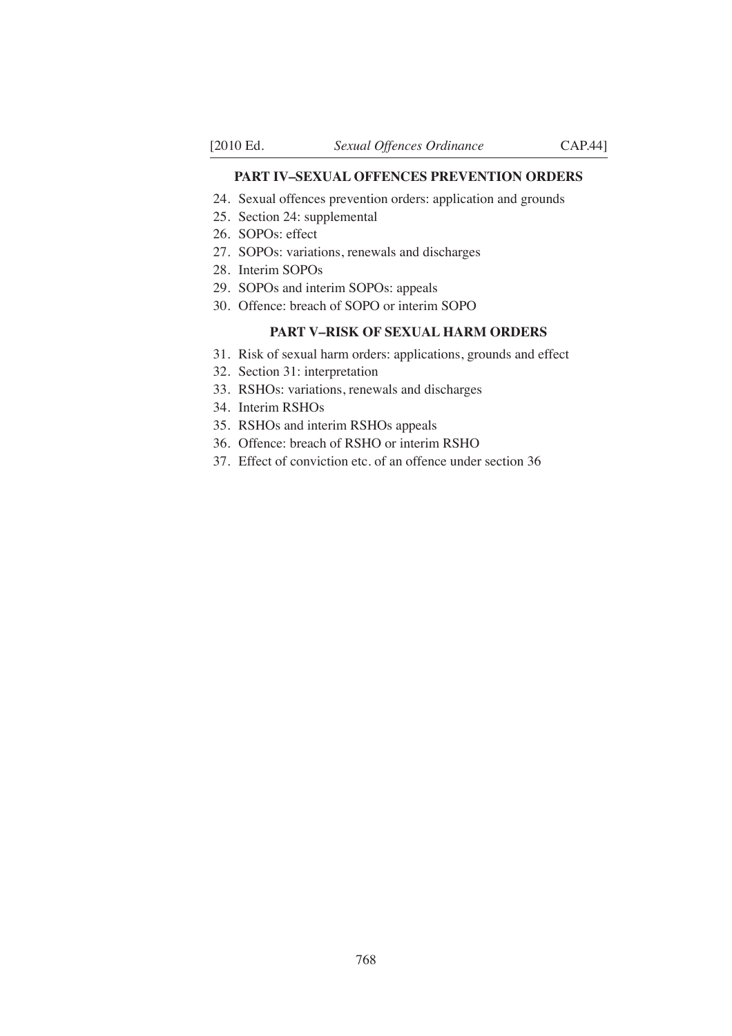**PART IV–SEXUAL OFFENCES PREVENTION ORDERS**

24. Sexual offences prevention orders: application and grounds
25. Section 24: supplemental
26. SOPOs: effect
27. SOPOs: variations, renewals and discharges
28. Interim SOPOs
29. SOPOs and interim SOPOs: appeals
30. Offence: breach of SOPO or interim SOPO

**PART V–RISK OF SEXUAL HARM ORDERS**

31. Risk of sexual harm orders: applications, grounds and effect
32. Section 31: interpretation
33. RSHOs: variations, renewals and discharges
34. Interim RSHOs
35. RSHOs and interim RSHOs appeals
36. Offence: breach of RSHO or interim RSHO
37. Effect of conviction etc. of an offence under section 36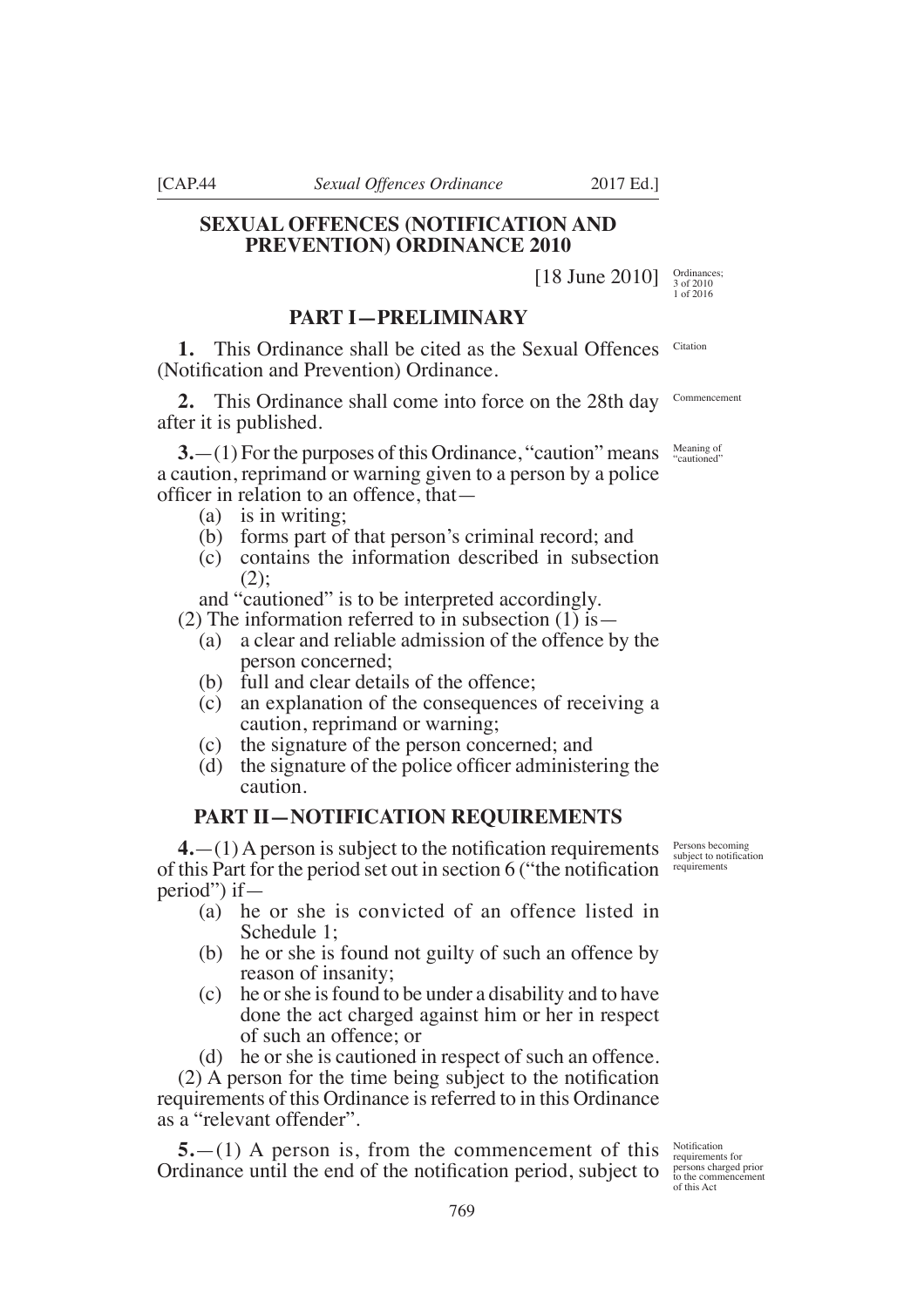# SEXUAL OFFENCES (NOTIFICATION AND PREVENTION) ORDINANCE 2010

[18 June 2010]

Ordinances; 3 of 2010 1 of 2016

## PART I—PRELIMINARY

Citation

**1.** This Ordinance shall be cited as the Sexual Offences (Notification and Prevention) Ordinance.

Commencement

**2.** This Ordinance shall come into force on the 28th day after it is published.

Meaning of "cautioned"

**3.**—(1) For the purposes of this Ordinance, "caution" means a caution, reprimand or warning given to a person by a police officer in relation to an offence, that—

(a) is in writing;

(b) forms part of that person's criminal record; and

(c) contains the information described in subsection (2);

and "cautioned" is to be interpreted accordingly.

(2) The information referred to in subsection (1) is—

(a) a clear and reliable admission of the offence by the person concerned;

(b) full and clear details of the offence;

(c) an explanation of the consequences of receiving a caution, reprimand or warning;

(c) the signature of the person concerned; and

(d) the signature of the police officer administering the caution.

## PART II—NOTIFICATION REQUIREMENTS

Persons becoming subject to notification requirements

**4.**—(1) A person is subject to the notification requirements of this Part for the period set out in section 6 ("the notification period") if—

(a) he or she is convicted of an offence listed in Schedule 1;

(b) he or she is found not guilty of such an offence by reason of insanity;

(c) he or she is found to be under a disability and to have done the act charged against him or her in respect of such an offence; or

(d) he or she is cautioned in respect of such an offence.

(2) A person for the time being subject to the notification requirements of this Ordinance is referred to in this Ordinance as a "relevant offender".

Notification requirements for persons charged prior to the commencement of this Act

**5.**—(1) A person is, from the commencement of this Ordinance until the end of the notification period, subject to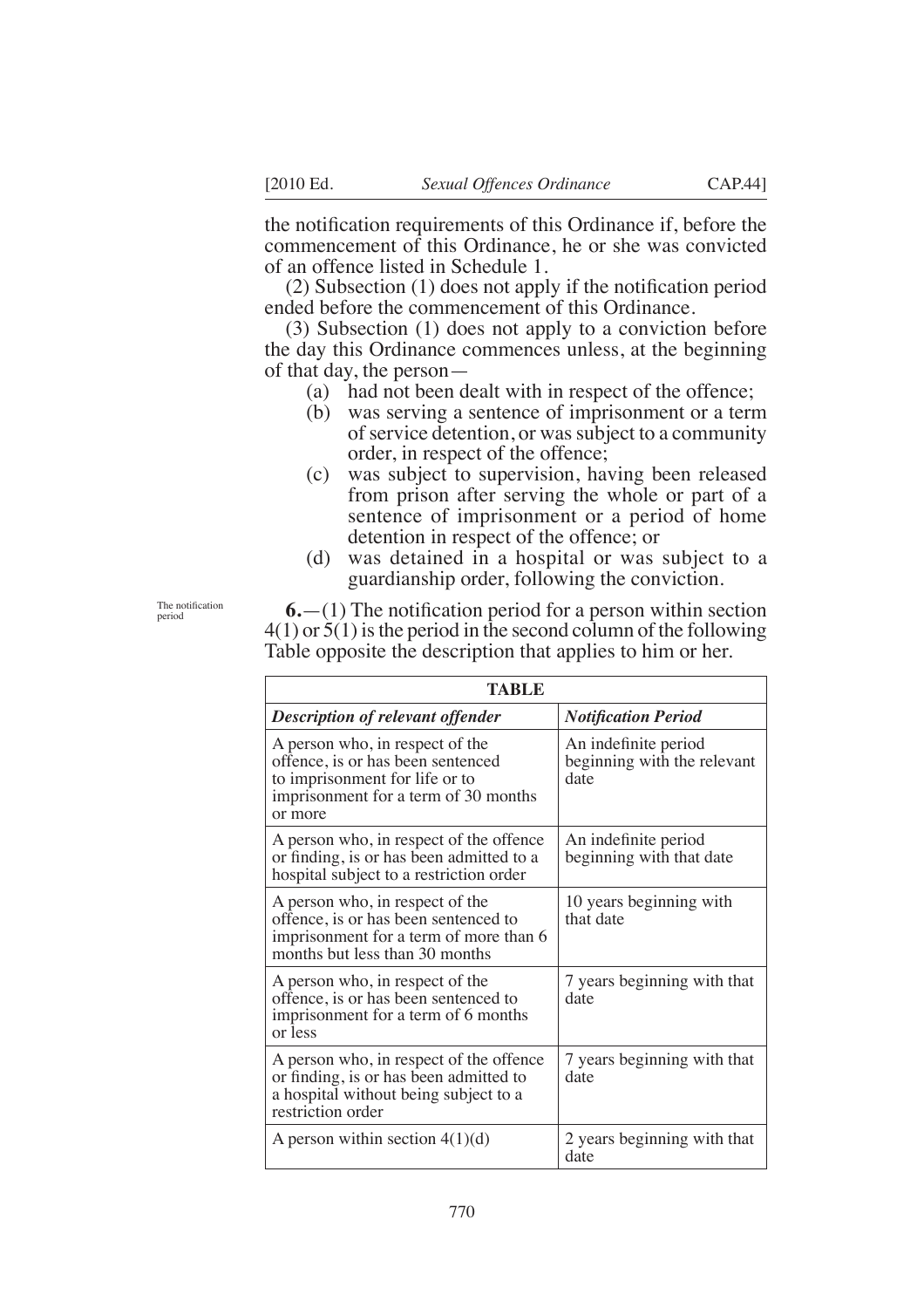the notification requirements of this Ordinance if, before the commencement of this Ordinance, he or she was convicted of an offence listed in Schedule 1.

(2) Subsection (1) does not apply if the notification period ended before the commencement of this Ordinance.

(3) Subsection (1) does not apply to a conviction before the day this Ordinance commences unless, at the beginning of that day, the person—

(a) had not been dealt with in respect of the offence;

(b) was serving a sentence of imprisonment or a term of service detention, or was subject to a community order, in respect of the offence;

(c) was subject to supervision, having been released from prison after serving the whole or part of a sentence of imprisonment or a period of home detention in respect of the offence; or

(d) was detained in a hospital or was subject to a guardianship order, following the conviction.

The notification period

**6.**—(1) The notification period for a person within section 4(1) or 5(1) is the period in the second column of the following Table opposite the description that applies to him or her.

| **TABLE** | |
|---|---|
| ***Description of relevant offender*** | ***Notification Period*** |
| A person who, in respect of the offence, is or has been sentenced to imprisonment for life or to imprisonment for a term of 30 months or more | An indefinite period beginning with the relevant date |
| A person who, in respect of the offence or finding, is or has been admitted to a hospital subject to a restriction order | An indefinite period beginning with that date |
| A person who, in respect of the offence, is or has been sentenced to imprisonment for a term of more than 6 months but less than 30 months | 10 years beginning with that date |
| A person who, in respect of the offence, is or has been sentenced to imprisonment for a term of 6 months or less | 7 years beginning with that date |
| A person who, in respect of the offence or finding, is or has been admitted to a hospital without being subject to a restriction order | 7 years beginning with that date |
| A person within section 4(1)(d) | 2 years beginning with that date |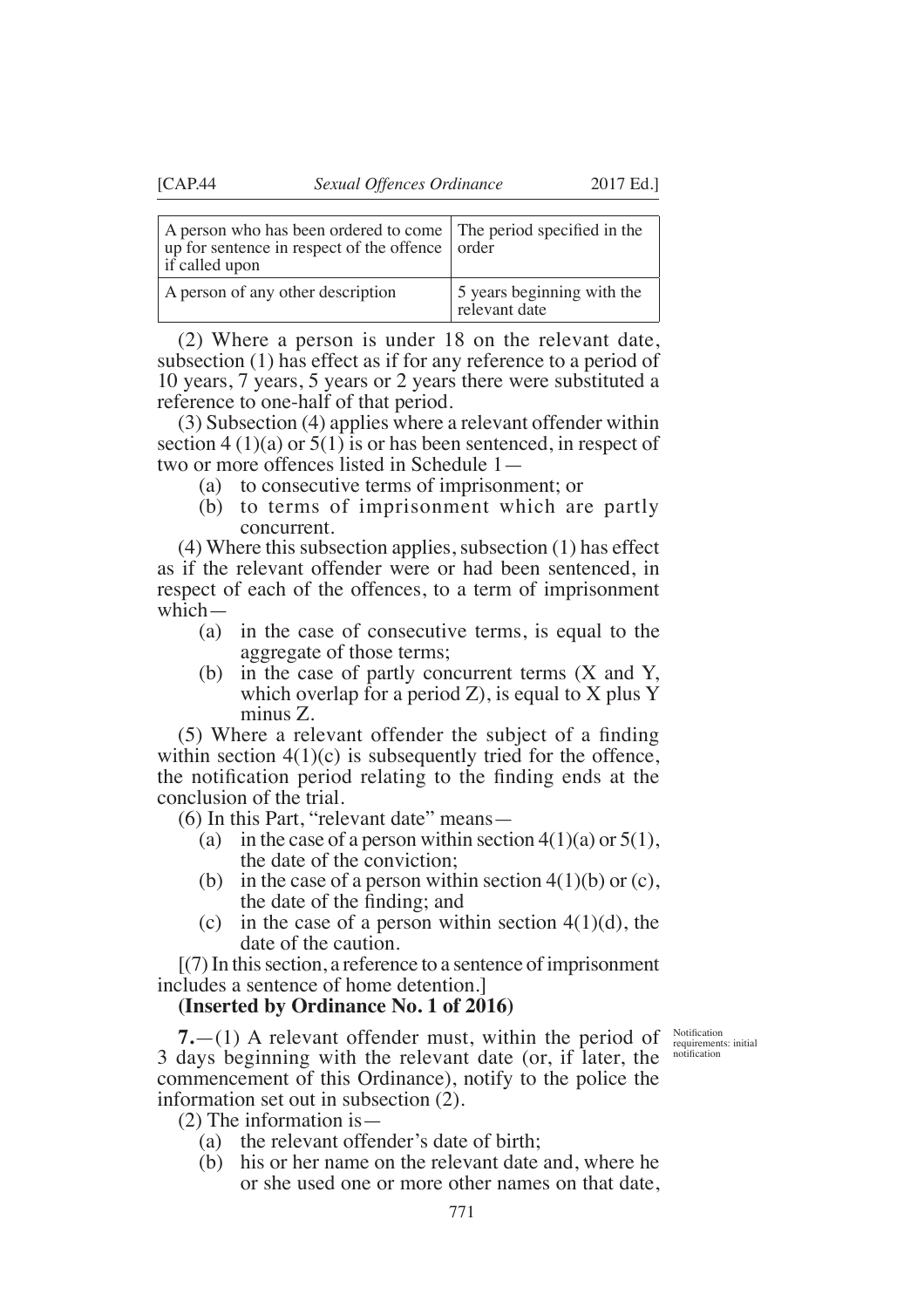| A person who has been ordered to come up for sentence in respect of the offence if called upon | The period specified in the order |
|---|---|
| A person of any other description | 5 years beginning with the relevant date |

(2) Where a person is under 18 on the relevant date, subsection (1) has effect as if for any reference to a period of 10 years, 7 years, 5 years or 2 years there were substituted a reference to one-half of that period.

(3) Subsection (4) applies where a relevant offender within section 4 (1)(a) or 5(1) is or has been sentenced, in respect of two or more offences listed in Schedule 1—

- (a) to consecutive terms of imprisonment; or
- (b) to terms of imprisonment which are partly concurrent.

(4) Where this subsection applies, subsection (1) has effect as if the relevant offender were or had been sentenced, in respect of each of the offences, to a term of imprisonment which—

- (a) in the case of consecutive terms, is equal to the aggregate of those terms;
- (b) in the case of partly concurrent terms (X and Y, which overlap for a period Z), is equal to X plus Y minus Z.

(5) Where a relevant offender the subject of a finding within section 4(1)(c) is subsequently tried for the offence, the notification period relating to the finding ends at the conclusion of the trial.

(6) In this Part, "relevant date" means—

- (a) in the case of a person within section 4(1)(a) or 5(1), the date of the conviction;
- (b) in the case of a person within section 4(1)(b) or (c), the date of the finding; and
- (c) in the case of a person within section 4(1)(d), the date of the caution.

[(7) In this section, a reference to a sentence of imprisonment includes a sentence of home detention.]

**(Inserted by Ordinance No. 1 of 2016)**

Notification requirements: initial notification

**7.**—(1) A relevant offender must, within the period of 3 days beginning with the relevant date (or, if later, the commencement of this Ordinance), notify to the police the information set out in subsection (2).

(2) The information is—

- (a) the relevant offender's date of birth;
- (b) his or her name on the relevant date and, where he or she used one or more other names on that date,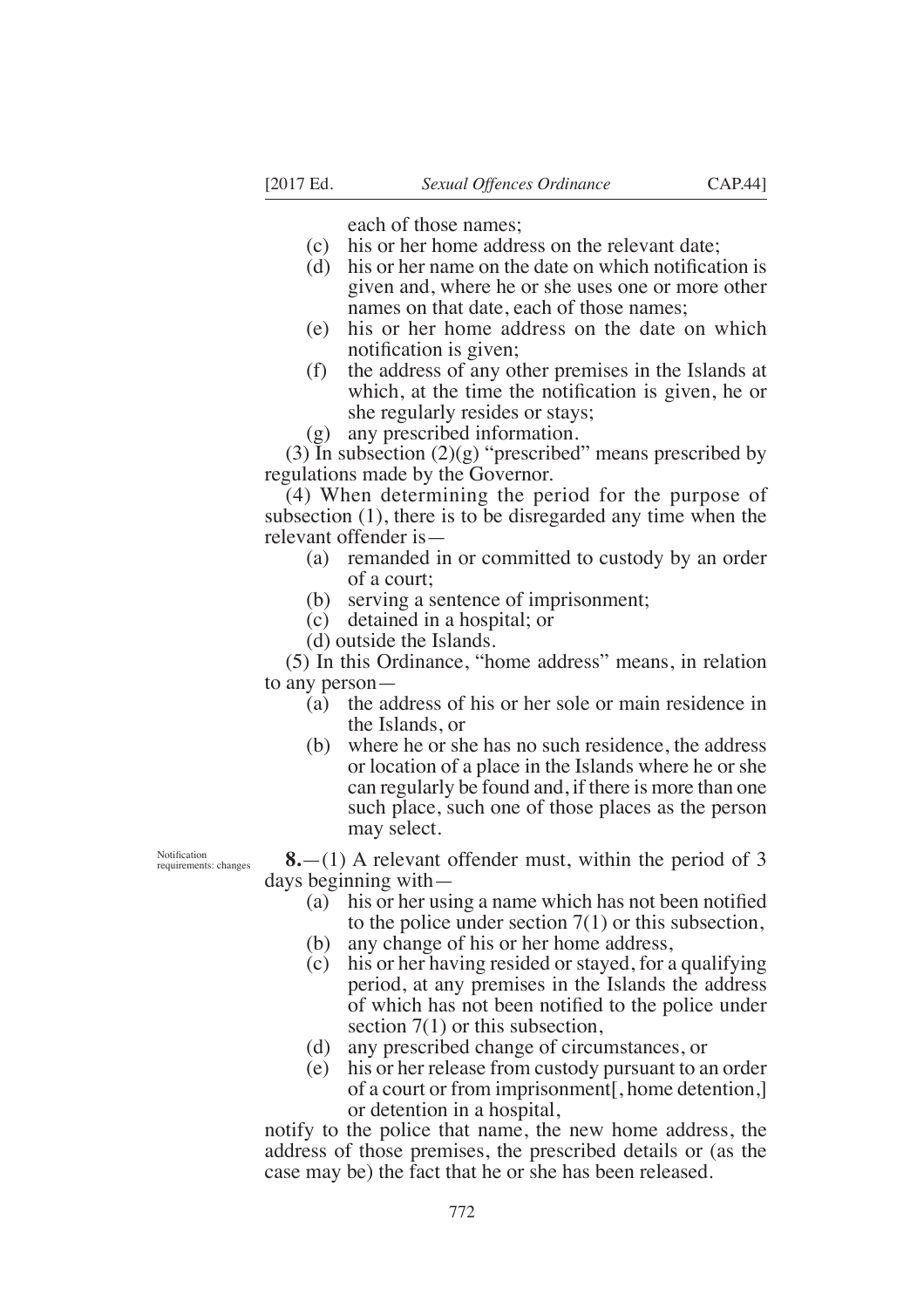each of those names;

(c) his or her home address on the relevant date;

(d) his or her name on the date on which notification is given and, where he or she uses one or more other names on that date, each of those names;

(e) his or her home address on the date on which notification is given;

(f) the address of any other premises in the Islands at which, at the time the notification is given, he or she regularly resides or stays;

(g) any prescribed information.

(3) In subsection (2)(g) "prescribed" means prescribed by regulations made by the Governor.

(4) When determining the period for the purpose of subsection (1), there is to be disregarded any time when the relevant offender is—

(a) remanded in or committed to custody by an order of a court;

(b) serving a sentence of imprisonment;

(c) detained in a hospital; or

(d) outside the Islands.

(5) In this Ordinance, "home address" means, in relation to any person—

(a) the address of his or her sole or main residence in the Islands, or

(b) where he or she has no such residence, the address or location of a place in the Islands where he or she can regularly be found and, if there is more than one such place, such one of those places as the person may select.

Notification requirements: changes

**8.**—(1) A relevant offender must, within the period of 3 days beginning with—

(a) his or her using a name which has not been notified to the police under section 7(1) or this subsection,

(b) any change of his or her home address,

(c) his or her having resided or stayed, for a qualifying period, at any premises in the Islands the address of which has not been notified to the police under section 7(1) or this subsection,

(d) any prescribed change of circumstances, or

(e) his or her release from custody pursuant to an order of a court or from imprisonment[, home detention,] or detention in a hospital,

notify to the police that name, the new home address, the address of those premises, the prescribed details or (as the case may be) the fact that he or she has been released.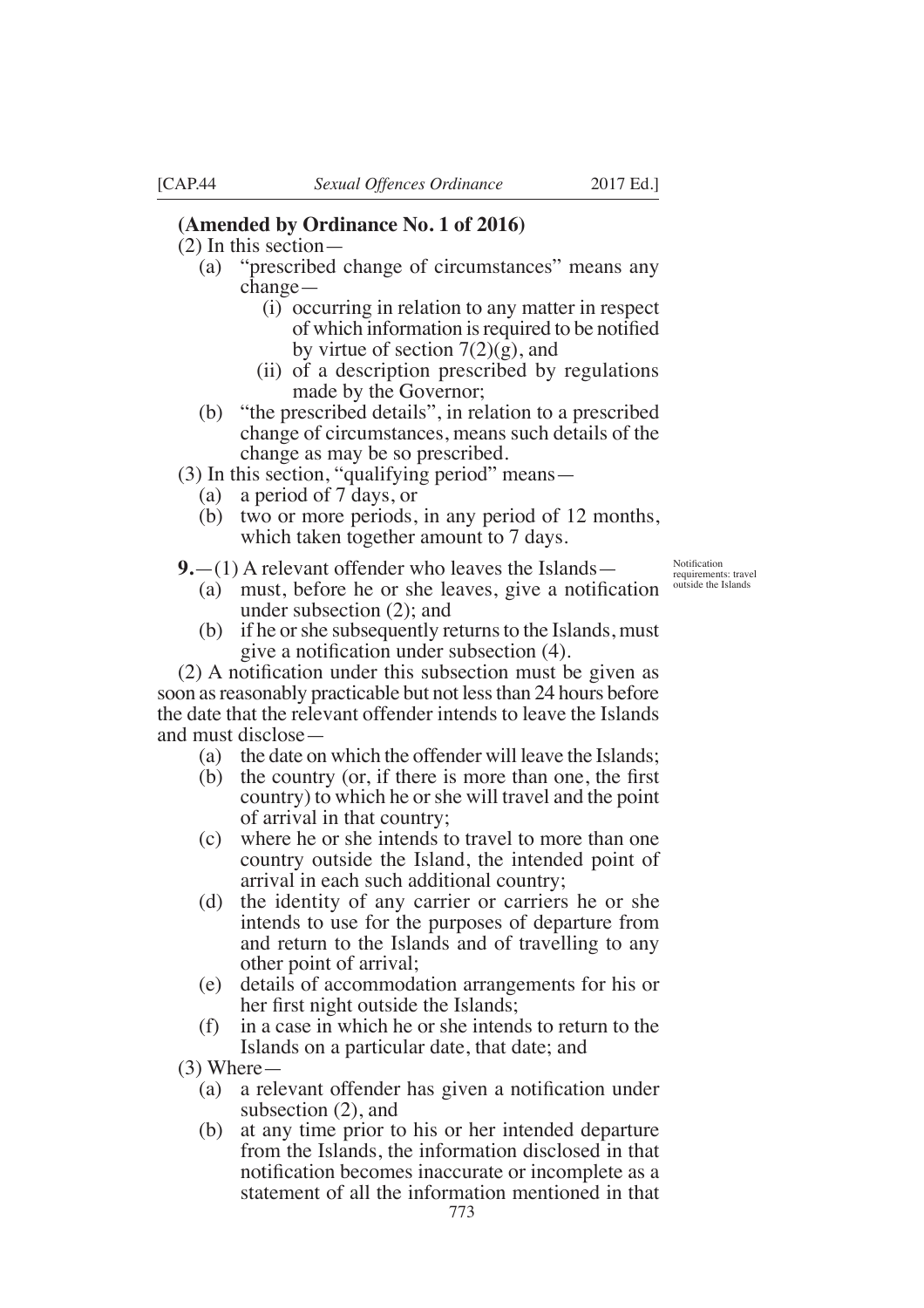**(Amended by Ordinance No. 1 of 2016)**

(2) In this section—

- (a) "prescribed change of circumstances" means any change—
  - (i) occurring in relation to any matter in respect of which information is required to be notified by virtue of section 7(2)(g), and
  - (ii) of a description prescribed by regulations made by the Governor;
- (b) "the prescribed details", in relation to a prescribed change of circumstances, means such details of the change as may be so prescribed.

(3) In this section, "qualifying period" means—

- (a) a period of 7 days, or
- (b) two or more periods, in any period of 12 months, which taken together amount to 7 days.

Notification requirements: travel outside the Islands

**9.**—(1) A relevant offender who leaves the Islands—

- (a) must, before he or she leaves, give a notification under subsection (2); and
- (b) if he or she subsequently returns to the Islands, must give a notification under subsection (4).

(2) A notification under this subsection must be given as soon as reasonably practicable but not less than 24 hours before the date that the relevant offender intends to leave the Islands and must disclose—

- (a) the date on which the offender will leave the Islands;
- (b) the country (or, if there is more than one, the first country) to which he or she will travel and the point of arrival in that country;
- (c) where he or she intends to travel to more than one country outside the Island, the intended point of arrival in each such additional country;
- (d) the identity of any carrier or carriers he or she intends to use for the purposes of departure from and return to the Islands and of travelling to any other point of arrival;
- (e) details of accommodation arrangements for his or her first night outside the Islands;
- (f) in a case in which he or she intends to return to the Islands on a particular date, that date; and

(3) Where—

- (a) a relevant offender has given a notification under subsection (2), and
- (b) at any time prior to his or her intended departure from the Islands, the information disclosed in that notification becomes inaccurate or incomplete as a statement of all the information mentioned in that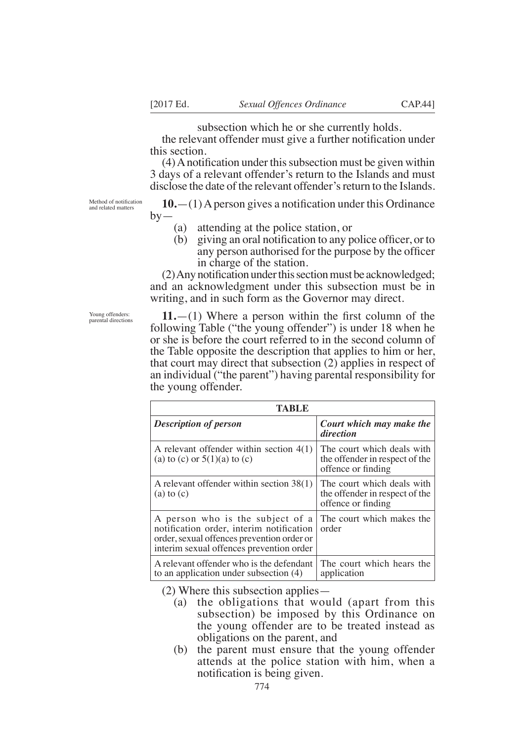subsection which he or she currently holds.

the relevant offender must give a further notification under this section.

(4) A notification under this subsection must be given within 3 days of a relevant offender's return to the Islands and must disclose the date of the relevant offender's return to the Islands.

Method of notification and related matters

**10.**—(1) A person gives a notification under this Ordinance by—

(a) attending at the police station, or

(b) giving an oral notification to any police officer, or to any person authorised for the purpose by the officer in charge of the station.

(2) Any notification under this section must be acknowledged; and an acknowledgment under this subsection must be in writing, and in such form as the Governor may direct.

Young offenders: parental directions

**11.**—(1) Where a person within the first column of the following Table ("the young offender") is under 18 when he or she is before the court referred to in the second column of the Table opposite the description that applies to him or her, that court may direct that subsection (2) applies in respect of an individual ("the parent") having parental responsibility for the young offender.

| **TABLE** | |
|---|---|
| ***Description of person*** | ***Court which may make the direction*** |
| A relevant offender within section 4(1)(a) to (c) or 5(1)(a) to (c) | The court which deals with the offender in respect of the offence or finding |
| A relevant offender within section 38(1)(a) to (c) | The court which deals with the offender in respect of the offence or finding |
| A person who is the subject of a notification order, interim notification order, sexual offences prevention order or interim sexual offences prevention order | The court which makes the order |
| A relevant offender who is the defendant to an application under subsection (4) | The court which hears the application |

(2) Where this subsection applies—

(a) the obligations that would (apart from this subsection) be imposed by this Ordinance on the young offender are to be treated instead as obligations on the parent, and

(b) the parent must ensure that the young offender attends at the police station with him, when a notification is being given.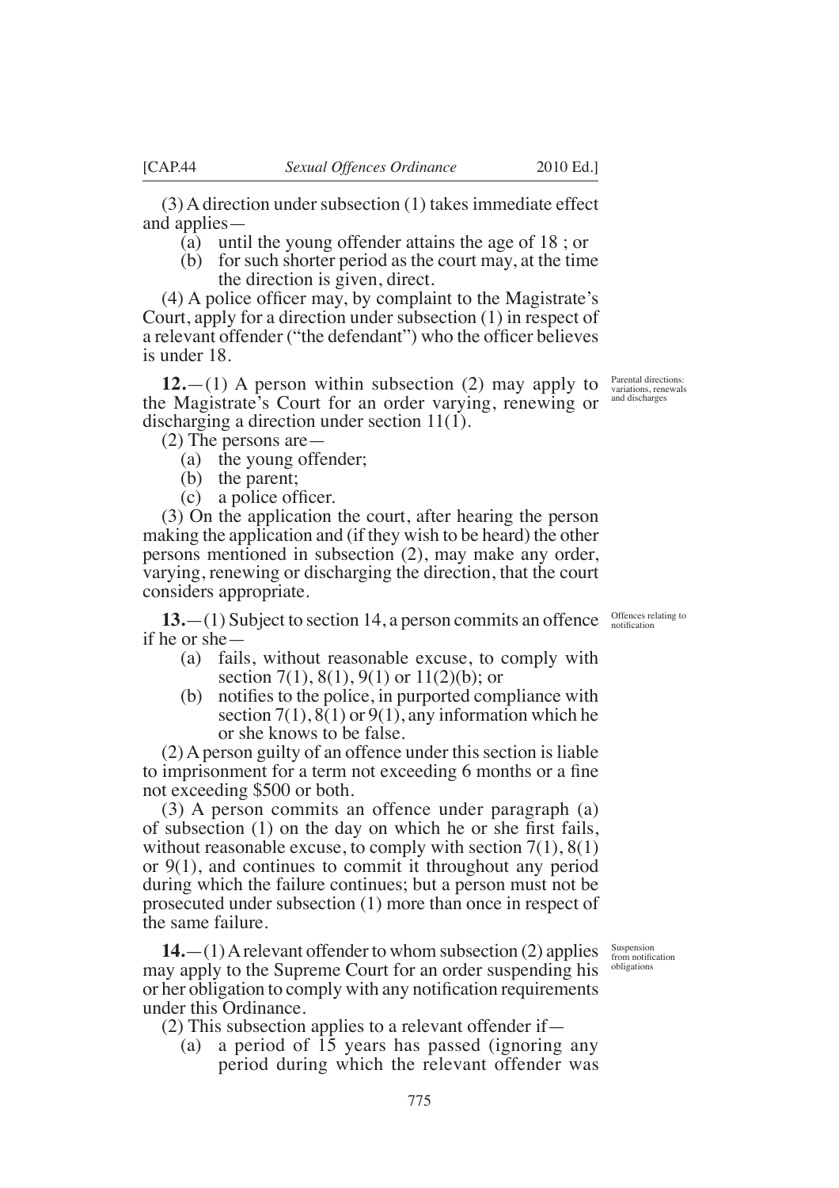(3) A direction under subsection (1) takes immediate effect and applies—

- (a) until the young offender attains the age of 18 ; or
- (b) for such shorter period as the court may, at the time the direction is given, direct.

(4) A police officer may, by complaint to the Magistrate's Court, apply for a direction under subsection (1) in respect of a relevant offender ("the defendant") who the officer believes is under 18.

Parental directions: variations, renewals and discharges

**12.**—(1) A person within subsection (2) may apply to the Magistrate's Court for an order varying, renewing or discharging a direction under section 11(1).

(2) The persons are—

- (a) the young offender;
- (b) the parent;
- (c) a police officer.

(3) On the application the court, after hearing the person making the application and (if they wish to be heard) the other persons mentioned in subsection (2), may make any order, varying, renewing or discharging the direction, that the court considers appropriate.

Offences relating to notification

**13.**—(1) Subject to section 14, a person commits an offence if he or she—

- (a) fails, without reasonable excuse, to comply with section 7(1), 8(1), 9(1) or 11(2)(b); or
- (b) notifies to the police, in purported compliance with section 7(1), 8(1) or 9(1), any information which he or she knows to be false.

(2) A person guilty of an offence under this section is liable to imprisonment for a term not exceeding 6 months or a fine not exceeding $500 or both.

(3) A person commits an offence under paragraph (a) of subsection (1) on the day on which he or she first fails, without reasonable excuse, to comply with section 7(1), 8(1) or 9(1), and continues to commit it throughout any period during which the failure continues; but a person must not be prosecuted under subsection (1) more than once in respect of the same failure.

Suspension from notification obligations

**14.**—(1) A relevant offender to whom subsection (2) applies may apply to the Supreme Court for an order suspending his or her obligation to comply with any notification requirements under this Ordinance.

(2) This subsection applies to a relevant offender if—

- (a) a period of 15 years has passed (ignoring any period during which the relevant offender was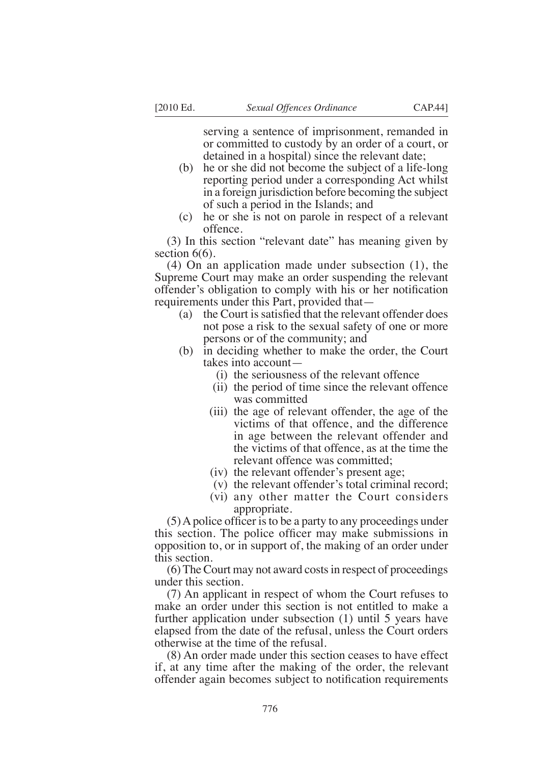serving a sentence of imprisonment, remanded in or committed to custody by an order of a court, or detained in a hospital) since the relevant date;

(b) he or she did not become the subject of a life-long reporting period under a corresponding Act whilst in a foreign jurisdiction before becoming the subject of such a period in the Islands; and

(c) he or she is not on parole in respect of a relevant offence.

(3) In this section "relevant date" has meaning given by section 6(6).

(4) On an application made under subsection (1), the Supreme Court may make an order suspending the relevant offender's obligation to comply with his or her notification requirements under this Part, provided that—

(a) the Court is satisfied that the relevant offender does not pose a risk to the sexual safety of one or more persons or of the community; and

(b) in deciding whether to make the order, the Court takes into account—

(i) the seriousness of the relevant offence

(ii) the period of time since the relevant offence was committed

(iii) the age of relevant offender, the age of the victims of that offence, and the difference in age between the relevant offender and the victims of that offence, as at the time the relevant offence was committed;

(iv) the relevant offender's present age;

(v) the relevant offender's total criminal record;

(vi) any other matter the Court considers appropriate.

(5) A police officer is to be a party to any proceedings under this section. The police officer may make submissions in opposition to, or in support of, the making of an order under this section.

(6) The Court may not award costs in respect of proceedings under this section.

(7) An applicant in respect of whom the Court refuses to make an order under this section is not entitled to make a further application under subsection (1) until 5 years have elapsed from the date of the refusal, unless the Court orders otherwise at the time of the refusal.

(8) An order made under this section ceases to have effect if, at any time after the making of the order, the relevant offender again becomes subject to notification requirements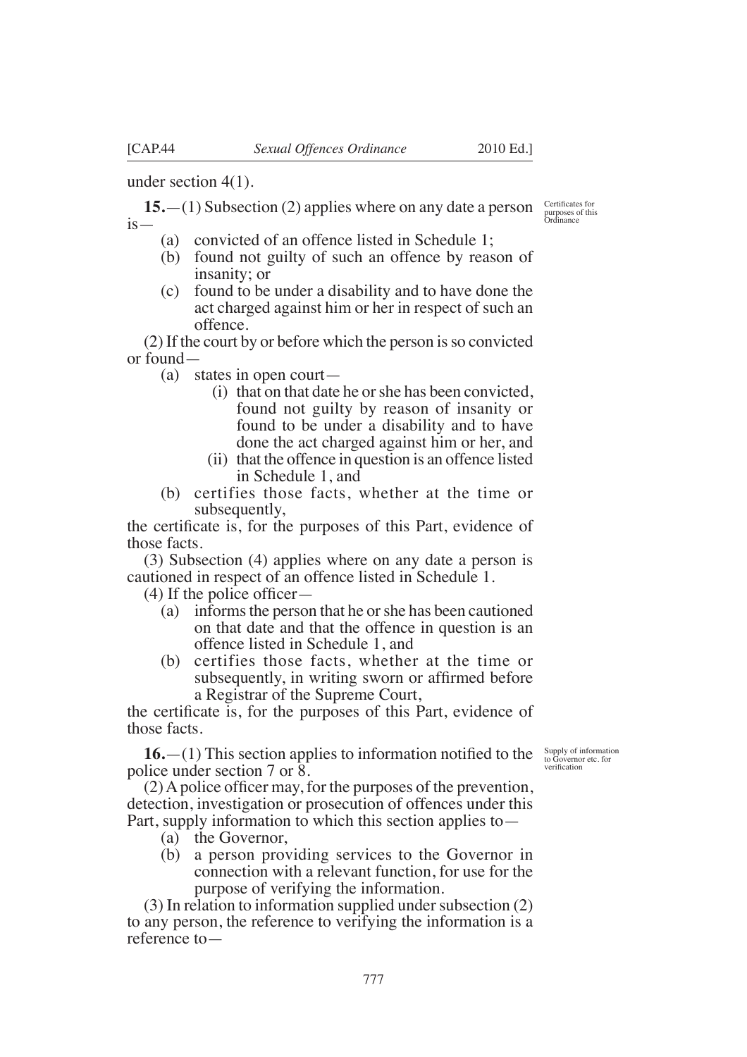under section 4(1).

**15.**—(1) Subsection (2) applies where on any date a person is—

*Certificates for purposes of this Ordinance*

- (a) convicted of an offence listed in Schedule 1;
- (b) found not guilty of such an offence by reason of insanity; or
- (c) found to be under a disability and to have done the act charged against him or her in respect of such an offence.

(2) If the court by or before which the person is so convicted or found—

- (a) states in open court—
  - (i) that on that date he or she has been convicted, found not guilty by reason of insanity or found to be under a disability and to have done the act charged against him or her, and
  - (ii) that the offence in question is an offence listed in Schedule 1, and
- (b) certifies those facts, whether at the time or subsequently,

the certificate is, for the purposes of this Part, evidence of those facts.

(3) Subsection (4) applies where on any date a person is cautioned in respect of an offence listed in Schedule 1.

(4) If the police officer—

- (a) informs the person that he or she has been cautioned on that date and that the offence in question is an offence listed in Schedule 1, and
- (b) certifies those facts, whether at the time or subsequently, in writing sworn or affirmed before a Registrar of the Supreme Court,

the certificate is, for the purposes of this Part, evidence of those facts.

**16.**—(1) This section applies to information notified to the police under section 7 or 8.

*Supply of information to Governor etc. for verification*

(2) A police officer may, for the purposes of the prevention, detection, investigation or prosecution of offences under this Part, supply information to which this section applies to—

- (a) the Governor,
- (b) a person providing services to the Governor in connection with a relevant function, for use for the purpose of verifying the information.

(3) In relation to information supplied under subsection (2) to any person, the reference to verifying the information is a reference to—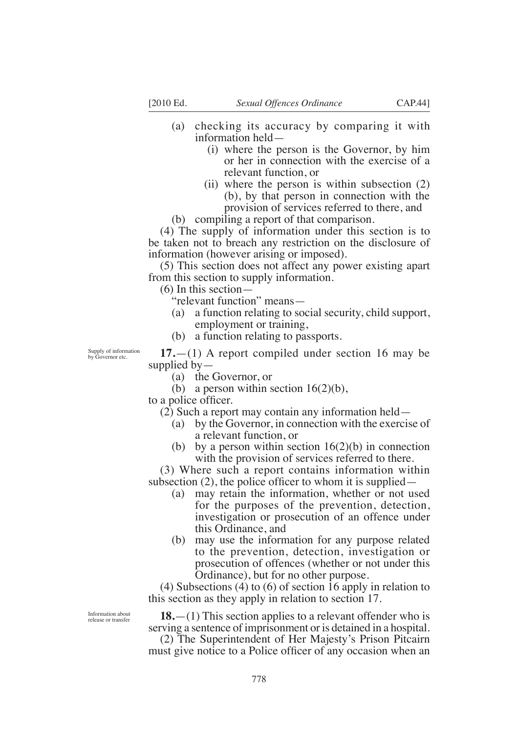(a) checking its accuracy by comparing it with information held—
   (i) where the person is the Governor, by him or her in connection with the exercise of a relevant function, or
   (ii) where the person is within subsection (2) (b), by that person in connection with the provision of services referred to there, and

(b) compiling a report of that comparison.

(4) The supply of information under this section is to be taken not to breach any restriction on the disclosure of information (however arising or imposed).

(5) This section does not affect any power existing apart from this section to supply information.

(6) In this section—

"relevant function" means—

(a) a function relating to social security, child support, employment or training,

(b) a function relating to passports.

*Supply of information by Governor etc.*

**17.**—(1) A report compiled under section 16 may be supplied by—

(a) the Governor, or

(b) a person within section 16(2)(b),

to a police officer.

(2) Such a report may contain any information held—

(a) by the Governor, in connection with the exercise of a relevant function, or

(b) by a person within section 16(2)(b) in connection with the provision of services referred to there.

(3) Where such a report contains information within subsection (2), the police officer to whom it is supplied—

(a) may retain the information, whether or not used for the purposes of the prevention, detection, investigation or prosecution of an offence under this Ordinance, and

(b) may use the information for any purpose related to the prevention, detection, investigation or prosecution of offences (whether or not under this Ordinance), but for no other purpose.

(4) Subsections (4) to (6) of section 16 apply in relation to this section as they apply in relation to section 17.

*Information about release or transfer*

**18.**—(1) This section applies to a relevant offender who is serving a sentence of imprisonment or is detained in a hospital.

(2) The Superintendent of Her Majesty's Prison Pitcairn must give notice to a Police officer of any occasion when an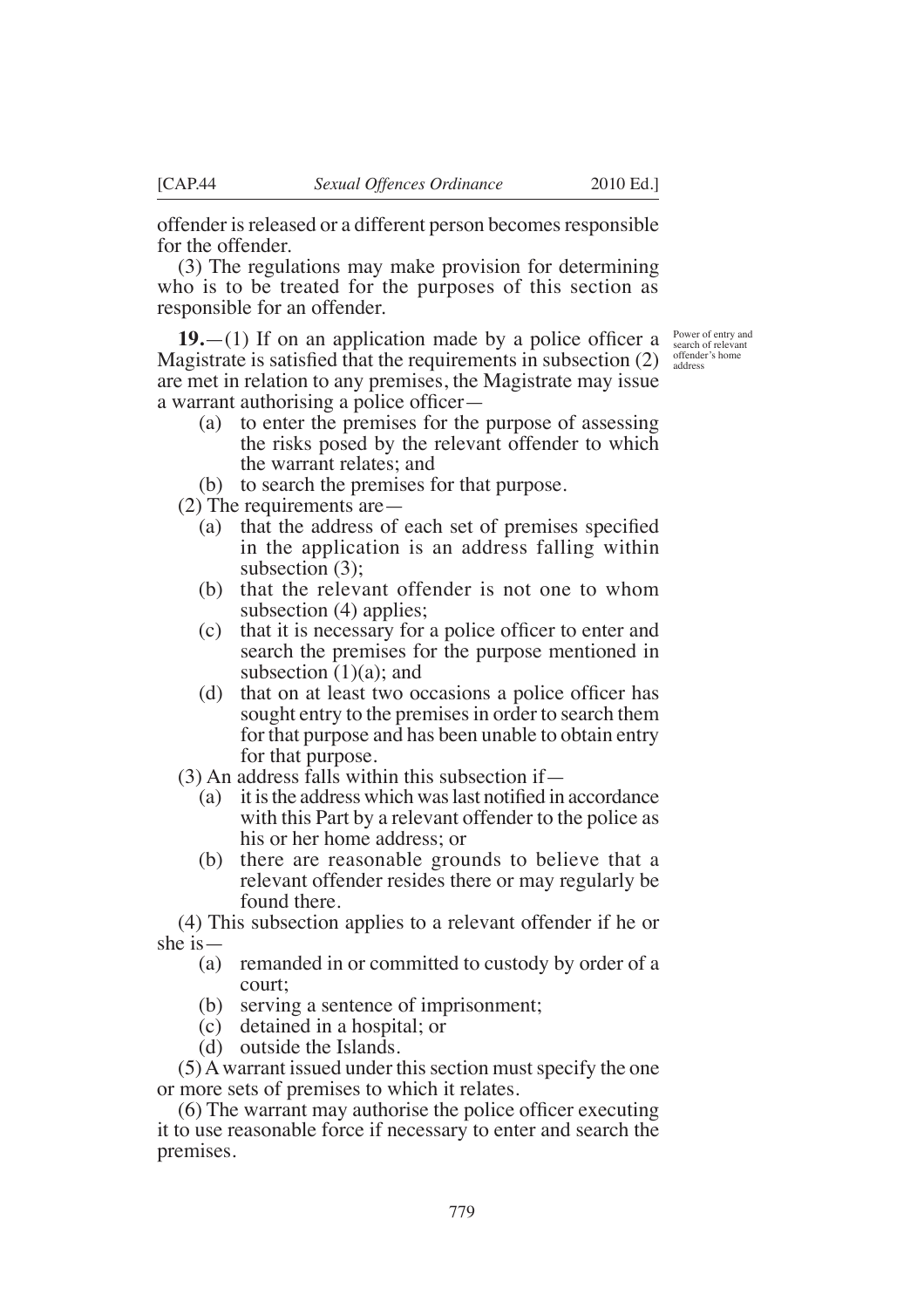offender is released or a different person becomes responsible for the offender.

(3) The regulations may make provision for determining who is to be treated for the purposes of this section as responsible for an offender.

Power of entry and search of relevant offender's home address

**19.**—(1) If on an application made by a police officer a Magistrate is satisfied that the requirements in subsection (2) are met in relation to any premises, the Magistrate may issue a warrant authorising a police officer—

- (a) to enter the premises for the purpose of assessing the risks posed by the relevant offender to which the warrant relates; and
- (b) to search the premises for that purpose.

(2) The requirements are—

- (a) that the address of each set of premises specified in the application is an address falling within subsection (3);
- (b) that the relevant offender is not one to whom subsection (4) applies;
- (c) that it is necessary for a police officer to enter and search the premises for the purpose mentioned in subsection (1)(a); and
- (d) that on at least two occasions a police officer has sought entry to the premises in order to search them for that purpose and has been unable to obtain entry for that purpose.

(3) An address falls within this subsection if—

- (a) it is the address which was last notified in accordance with this Part by a relevant offender to the police as his or her home address; or
- (b) there are reasonable grounds to believe that a relevant offender resides there or may regularly be found there.

(4) This subsection applies to a relevant offender if he or she is—

- (a) remanded in or committed to custody by order of a court;
- (b) serving a sentence of imprisonment;
- (c) detained in a hospital; or
- (d) outside the Islands.

(5) A warrant issued under this section must specify the one or more sets of premises to which it relates.

(6) The warrant may authorise the police officer executing it to use reasonable force if necessary to enter and search the premises.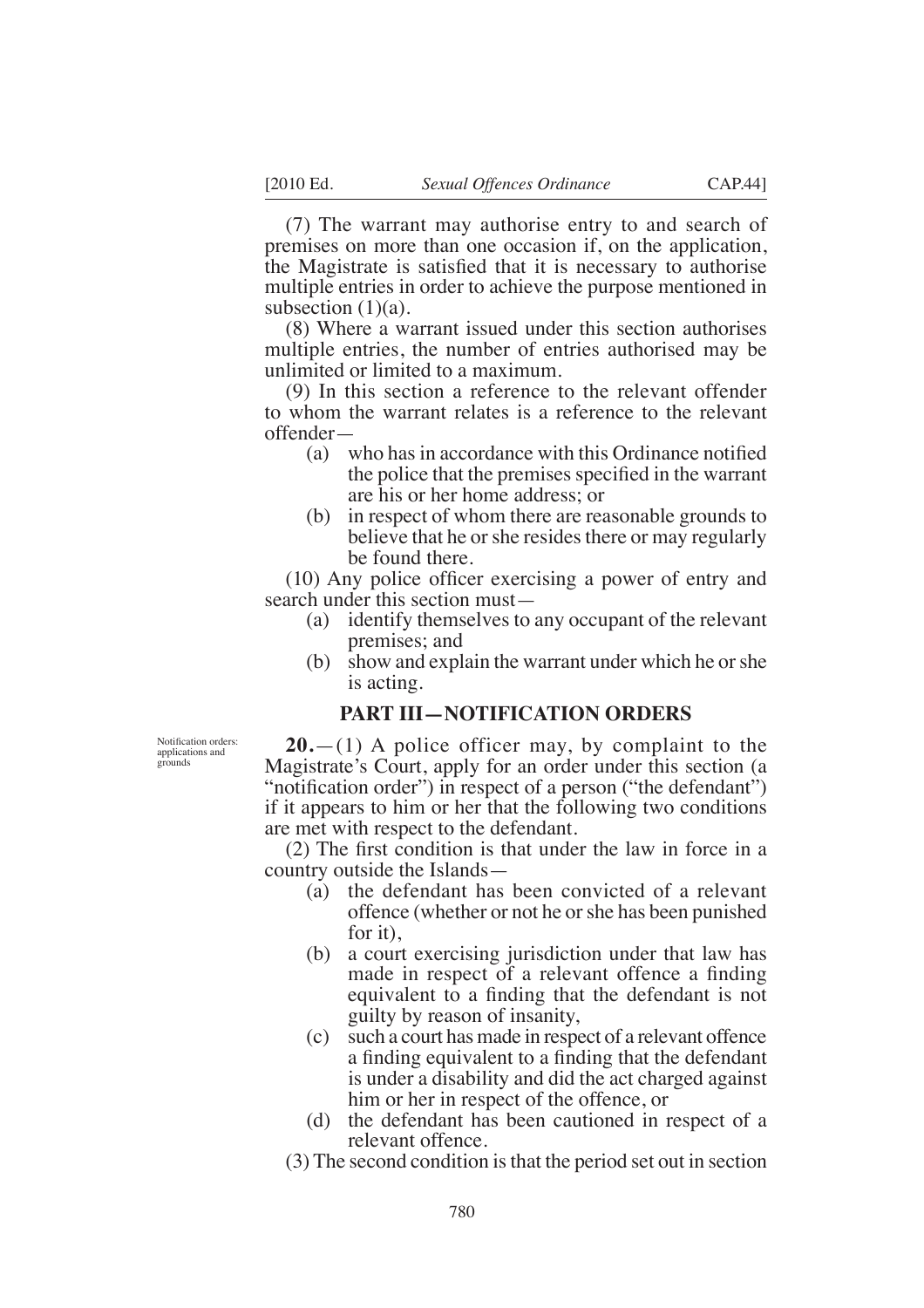(7) The warrant may authorise entry to and search of premises on more than one occasion if, on the application, the Magistrate is satisfied that it is necessary to authorise multiple entries in order to achieve the purpose mentioned in subsection (1)(a).

(8) Where a warrant issued under this section authorises multiple entries, the number of entries authorised may be unlimited or limited to a maximum.

(9) In this section a reference to the relevant offender to whom the warrant relates is a reference to the relevant offender—

- (a) who has in accordance with this Ordinance notified the police that the premises specified in the warrant are his or her home address; or
- (b) in respect of whom there are reasonable grounds to believe that he or she resides there or may regularly be found there.

(10) Any police officer exercising a power of entry and search under this section must—

- (a) identify themselves to any occupant of the relevant premises; and
- (b) show and explain the warrant under which he or she is acting.

## PART III—NOTIFICATION ORDERS

Notification orders: applications and grounds

**20.**—(1) A police officer may, by complaint to the Magistrate's Court, apply for an order under this section (a "notification order") in respect of a person ("the defendant") if it appears to him or her that the following two conditions are met with respect to the defendant.

(2) The first condition is that under the law in force in a country outside the Islands—

- (a) the defendant has been convicted of a relevant offence (whether or not he or she has been punished for it),
- (b) a court exercising jurisdiction under that law has made in respect of a relevant offence a finding equivalent to a finding that the defendant is not guilty by reason of insanity,
- (c) such a court has made in respect of a relevant offence a finding equivalent to a finding that the defendant is under a disability and did the act charged against him or her in respect of the offence, or
- (d) the defendant has been cautioned in respect of a relevant offence.

(3) The second condition is that the period set out in section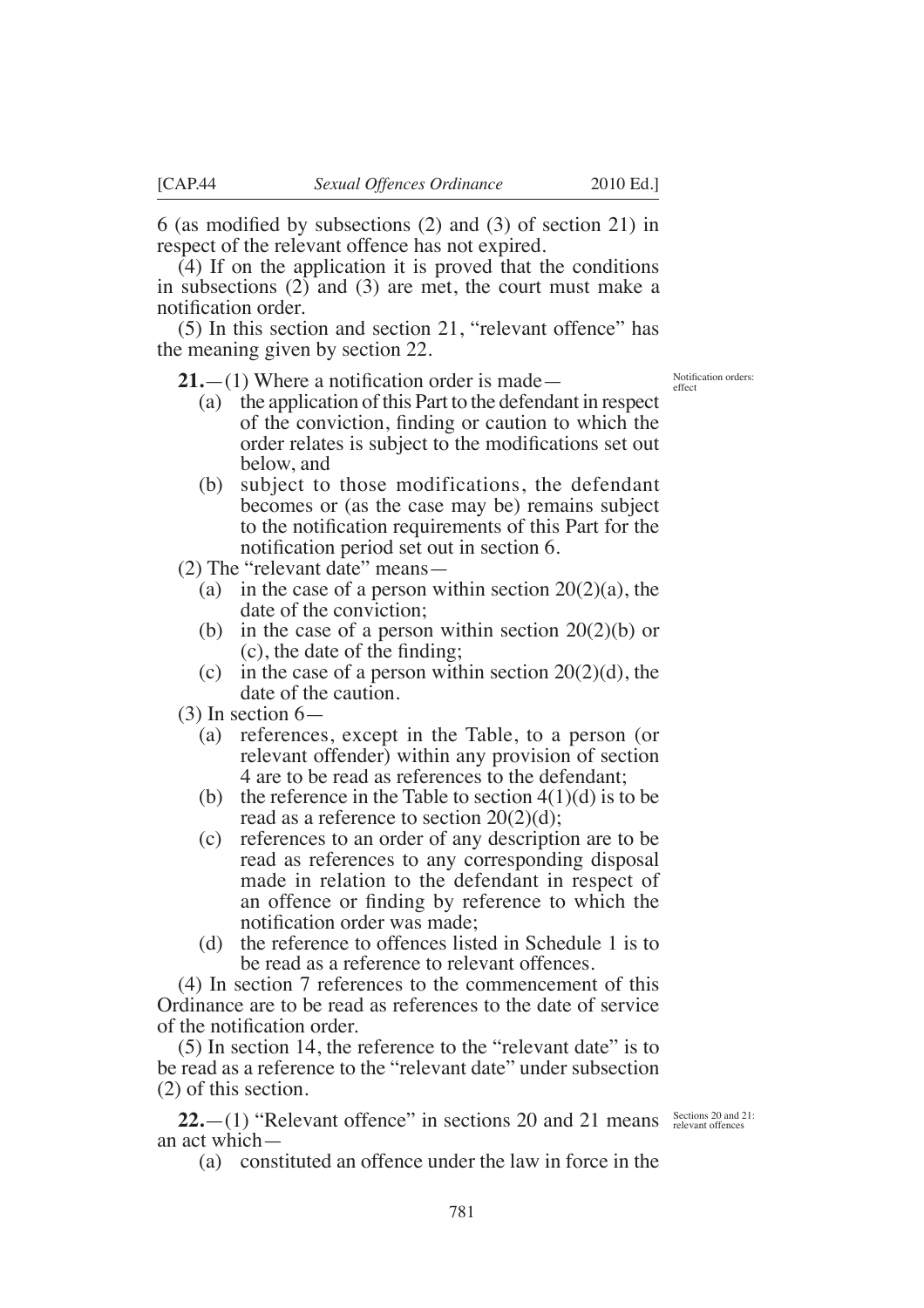6 (as modified by subsections (2) and (3) of section 21) in respect of the relevant offence has not expired.

(4) If on the application it is proved that the conditions in subsections (2) and (3) are met, the court must make a notification order.

(5) In this section and section 21, "relevant offence" has the meaning given by section 22.

*Notification orders: effect*

**21.**—(1) Where a notification order is made—

- (a) the application of this Part to the defendant in respect of the conviction, finding or caution to which the order relates is subject to the modifications set out below, and
- (b) subject to those modifications, the defendant becomes or (as the case may be) remains subject to the notification requirements of this Part for the notification period set out in section 6.

(2) The "relevant date" means—

- (a) in the case of a person within section 20(2)(a), the date of the conviction;
- (b) in the case of a person within section 20(2)(b) or (c), the date of the finding;
- (c) in the case of a person within section 20(2)(d), the date of the caution.

(3) In section 6—

- (a) references, except in the Table, to a person (or relevant offender) within any provision of section 4 are to be read as references to the defendant;
- (b) the reference in the Table to section 4(1)(d) is to be read as a reference to section 20(2)(d);
- (c) references to an order of any description are to be read as references to any corresponding disposal made in relation to the defendant in respect of an offence or finding by reference to which the notification order was made;
- (d) the reference to offences listed in Schedule 1 is to be read as a reference to relevant offences.

(4) In section 7 references to the commencement of this Ordinance are to be read as references to the date of service of the notification order.

(5) In section 14, the reference to the "relevant date" is to be read as a reference to the "relevant date" under subsection (2) of this section.

*Sections 20 and 21: relevant offences*

**22.**—(1) "Relevant offence" in sections 20 and 21 means an act which—

- (a) constituted an offence under the law in force in the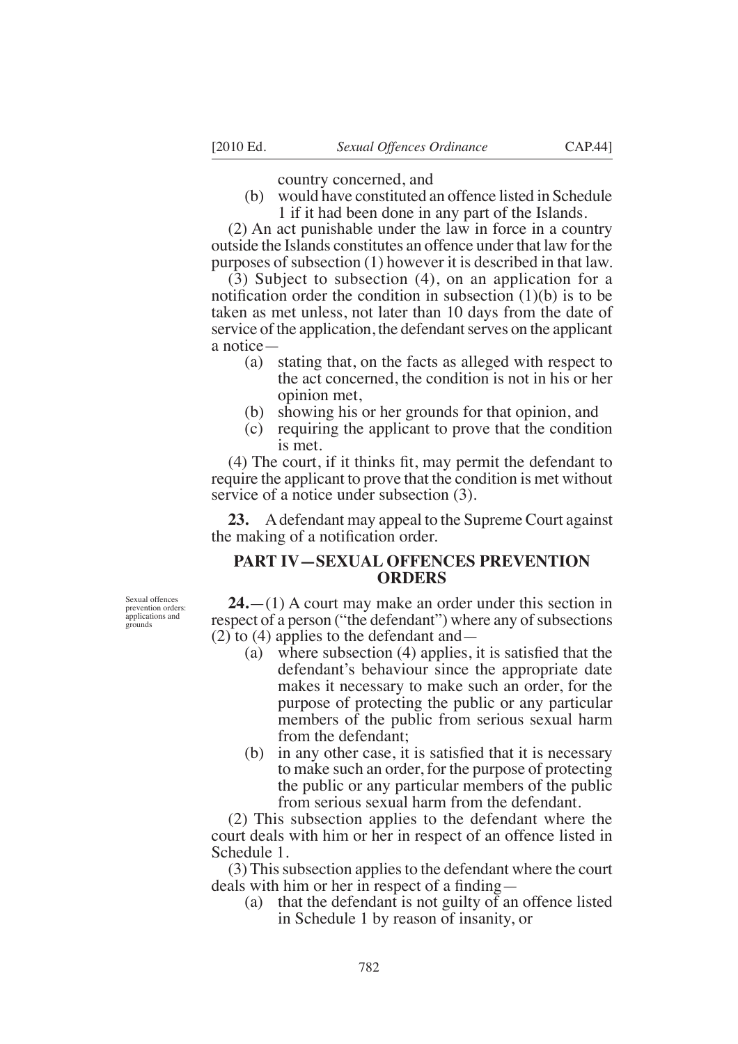country concerned, and

(b) would have constituted an offence listed in Schedule 1 if it had been done in any part of the Islands.

(2) An act punishable under the law in force in a country outside the Islands constitutes an offence under that law for the purposes of subsection (1) however it is described in that law.

(3) Subject to subsection (4), on an application for a notification order the condition in subsection (1)(b) is to be taken as met unless, not later than 10 days from the date of service of the application, the defendant serves on the applicant a notice—

(a) stating that, on the facts as alleged with respect to the act concerned, the condition is not in his or her opinion met,

(b) showing his or her grounds for that opinion, and

(c) requiring the applicant to prove that the condition is met.

(4) The court, if it thinks fit, may permit the defendant to require the applicant to prove that the condition is met without service of a notice under subsection (3).

**23.** A defendant may appeal to the Supreme Court against the making of a notification order.

## PART IV—SEXUAL OFFENCES PREVENTION ORDERS

Sexual offences prevention orders: applications and grounds

**24.**—(1) A court may make an order under this section in respect of a person ("the defendant") where any of subsections (2) to (4) applies to the defendant and—

(a) where subsection (4) applies, it is satisfied that the defendant's behaviour since the appropriate date makes it necessary to make such an order, for the purpose of protecting the public or any particular members of the public from serious sexual harm from the defendant;

(b) in any other case, it is satisfied that it is necessary to make such an order, for the purpose of protecting the public or any particular members of the public from serious sexual harm from the defendant.

(2) This subsection applies to the defendant where the court deals with him or her in respect of an offence listed in Schedule 1.

(3) This subsection applies to the defendant where the court deals with him or her in respect of a finding—

(a) that the defendant is not guilty of an offence listed in Schedule 1 by reason of insanity, or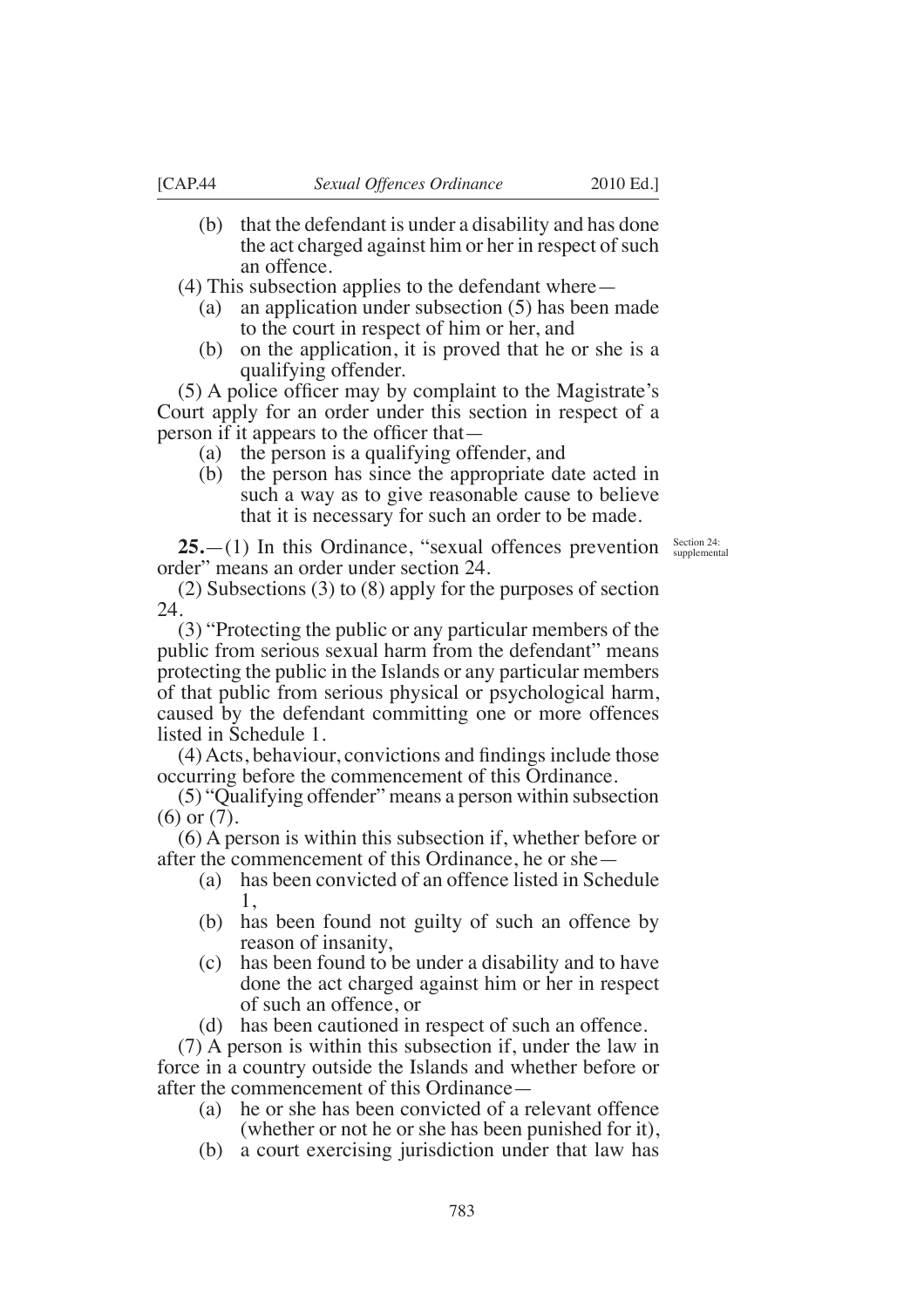(b) that the defendant is under a disability and has done the act charged against him or her in respect of such an offence.

(4) This subsection applies to the defendant where—

(a) an application under subsection (5) has been made to the court in respect of him or her, and

(b) on the application, it is proved that he or she is a qualifying offender.

(5) A police officer may by complaint to the Magistrate's Court apply for an order under this section in respect of a person if it appears to the officer that—

(a) the person is a qualifying offender, and

(b) the person has since the appropriate date acted in such a way as to give reasonable cause to believe that it is necessary for such an order to be made.

Section 24: supplemental

**25.**—(1) In this Ordinance, "sexual offences prevention order" means an order under section 24.

(2) Subsections (3) to (8) apply for the purposes of section 24.

(3) "Protecting the public or any particular members of the public from serious sexual harm from the defendant" means protecting the public in the Islands or any particular members of that public from serious physical or psychological harm, caused by the defendant committing one or more offences listed in Schedule 1.

(4) Acts, behaviour, convictions and findings include those occurring before the commencement of this Ordinance.

(5) "Qualifying offender" means a person within subsection (6) or (7).

(6) A person is within this subsection if, whether before or after the commencement of this Ordinance, he or she—

(a) has been convicted of an offence listed in Schedule 1,

(b) has been found not guilty of such an offence by reason of insanity,

(c) has been found to be under a disability and to have done the act charged against him or her in respect of such an offence, or

(d) has been cautioned in respect of such an offence.

(7) A person is within this subsection if, under the law in force in a country outside the Islands and whether before or after the commencement of this Ordinance—

(a) he or she has been convicted of a relevant offence (whether or not he or she has been punished for it),

(b) a court exercising jurisdiction under that law has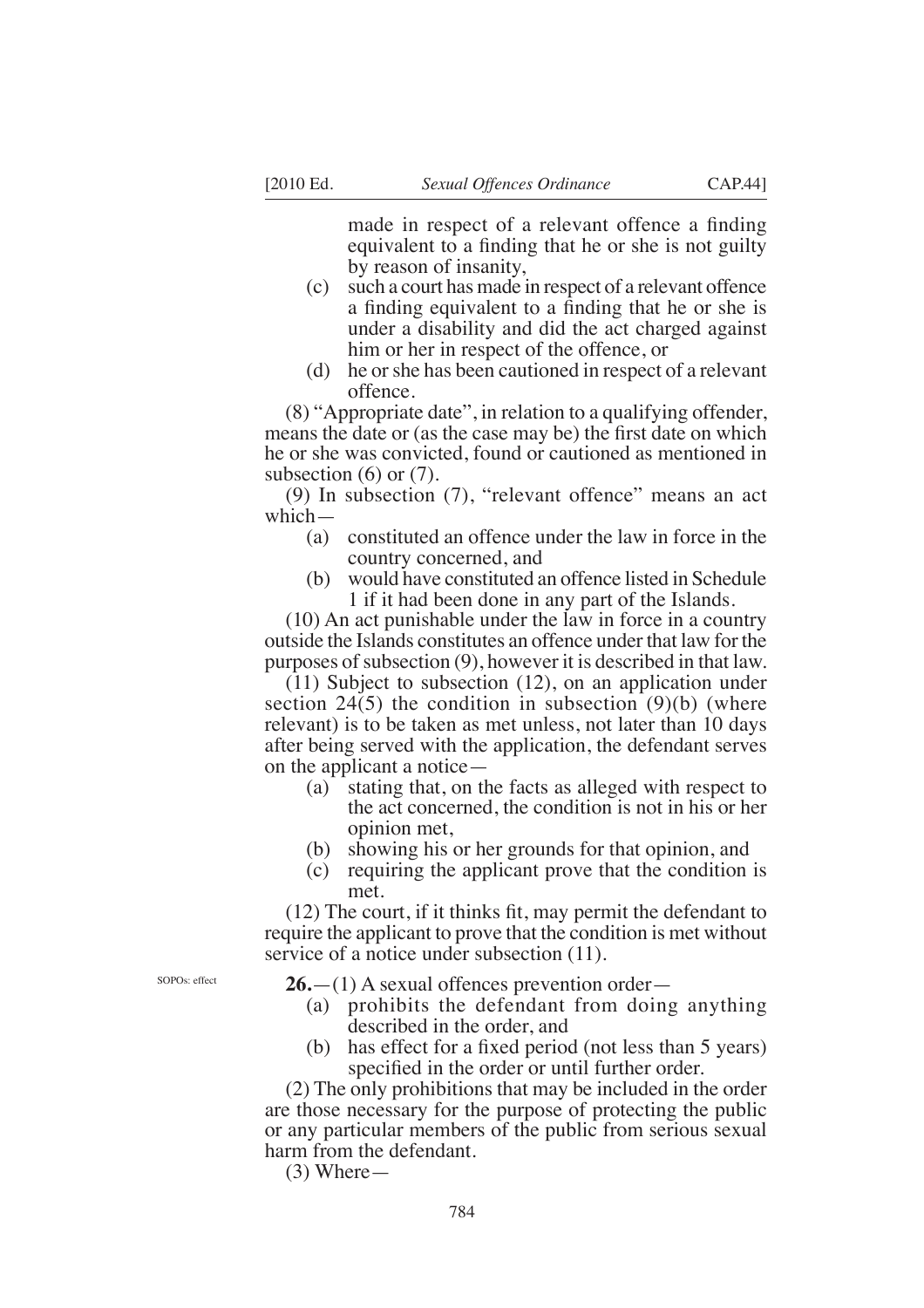made in respect of a relevant offence a finding equivalent to a finding that he or she is not guilty by reason of insanity,

(c) such a court has made in respect of a relevant offence a finding equivalent to a finding that he or she is under a disability and did the act charged against him or her in respect of the offence, or

(d) he or she has been cautioned in respect of a relevant offence.

(8) "Appropriate date", in relation to a qualifying offender, means the date or (as the case may be) the first date on which he or she was convicted, found or cautioned as mentioned in subsection (6) or (7).

(9) In subsection (7), "relevant offence" means an act which—

(a) constituted an offence under the law in force in the country concerned, and

(b) would have constituted an offence listed in Schedule 1 if it had been done in any part of the Islands.

(10) An act punishable under the law in force in a country outside the Islands constitutes an offence under that law for the purposes of subsection (9), however it is described in that law.

(11) Subject to subsection (12), on an application under section 24(5) the condition in subsection (9)(b) (where relevant) is to be taken as met unless, not later than 10 days after being served with the application, the defendant serves on the applicant a notice—

(a) stating that, on the facts as alleged with respect to the act concerned, the condition is not in his or her opinion met,

(b) showing his or her grounds for that opinion, and

(c) requiring the applicant prove that the condition is met.

(12) The court, if it thinks fit, may permit the defendant to require the applicant to prove that the condition is met without service of a notice under subsection (11).

SOPOs: effect

**26.**—(1) A sexual offences prevention order—

(a) prohibits the defendant from doing anything described in the order, and

(b) has effect for a fixed period (not less than 5 years) specified in the order or until further order.

(2) The only prohibitions that may be included in the order are those necessary for the purpose of protecting the public or any particular members of the public from serious sexual harm from the defendant.

(3) Where—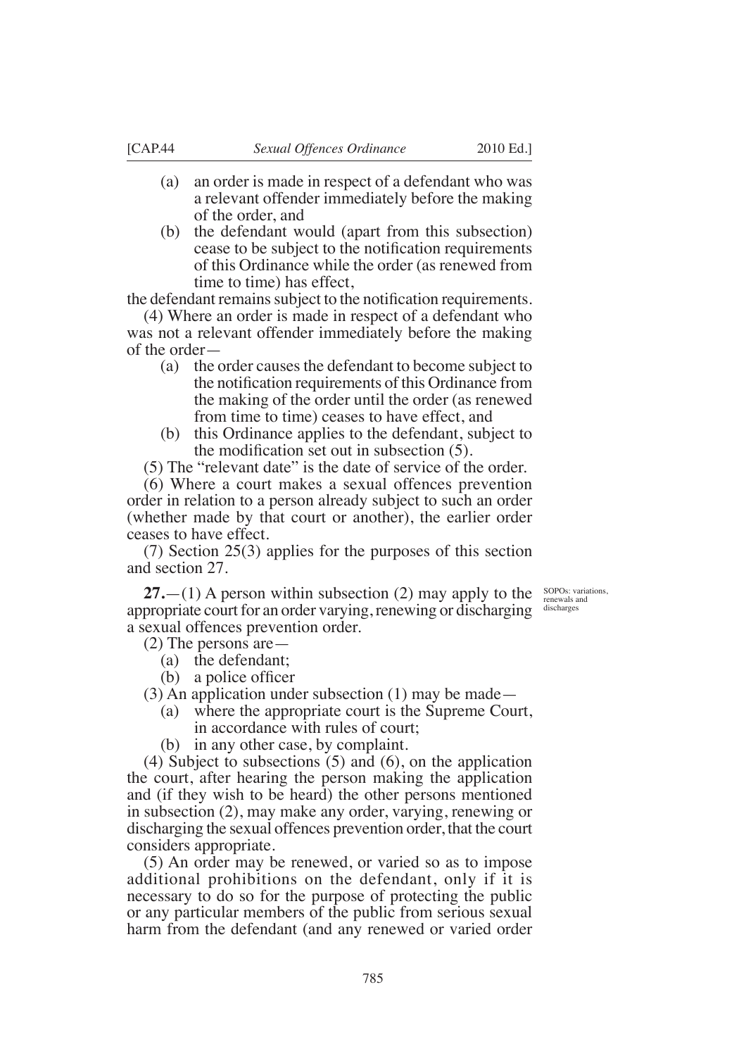- (a) an order is made in respect of a defendant who was a relevant offender immediately before the making of the order, and
- (b) the defendant would (apart from this subsection) cease to be subject to the notification requirements of this Ordinance while the order (as renewed from time to time) has effect,

the defendant remains subject to the notification requirements.

(4) Where an order is made in respect of a defendant who was not a relevant offender immediately before the making of the order—

- (a) the order causes the defendant to become subject to the notification requirements of this Ordinance from the making of the order until the order (as renewed from time to time) ceases to have effect, and
- (b) this Ordinance applies to the defendant, subject to the modification set out in subsection (5).

(5) The "relevant date" is the date of service of the order.

(6) Where a court makes a sexual offences prevention order in relation to a person already subject to such an order (whether made by that court or another), the earlier order ceases to have effect.

(7) Section 25(3) applies for the purposes of this section and section 27.

*SOPOs: variations, renewals and discharges*

**27.**—(1) A person within subsection (2) may apply to the appropriate court for an order varying, renewing or discharging a sexual offences prevention order.

(2) The persons are—

- (a) the defendant;
- (b) a police officer

(3) An application under subsection (1) may be made—

- (a) where the appropriate court is the Supreme Court, in accordance with rules of court;
- (b) in any other case, by complaint.

(4) Subject to subsections (5) and (6), on the application the court, after hearing the person making the application and (if they wish to be heard) the other persons mentioned in subsection (2), may make any order, varying, renewing or discharging the sexual offences prevention order, that the court considers appropriate.

(5) An order may be renewed, or varied so as to impose additional prohibitions on the defendant, only if it is necessary to do so for the purpose of protecting the public or any particular members of the public from serious sexual harm from the defendant (and any renewed or varied order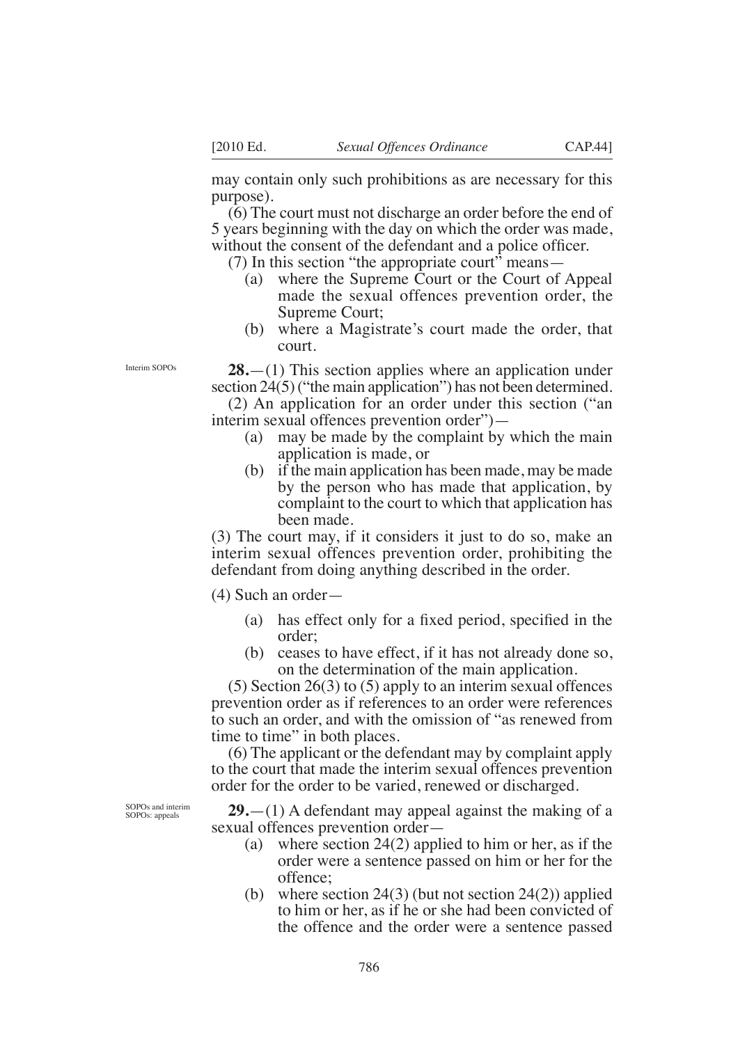may contain only such prohibitions as are necessary for this purpose).

(6) The court must not discharge an order before the end of 5 years beginning with the day on which the order was made, without the consent of the defendant and a police officer.

(7) In this section "the appropriate court" means—

- (a) where the Supreme Court or the Court of Appeal made the sexual offences prevention order, the Supreme Court;
- (b) where a Magistrate's court made the order, that court.

Interim SOPOs

**28.**—(1) This section applies where an application under section 24(5) ("the main application") has not been determined.

(2) An application for an order under this section ("an interim sexual offences prevention order")—

- (a) may be made by the complaint by which the main application is made, or
- (b) if the main application has been made, may be made by the person who has made that application, by complaint to the court to which that application has been made.

(3) The court may, if it considers it just to do so, make an interim sexual offences prevention order, prohibiting the defendant from doing anything described in the order.

(4) Such an order—

- (a) has effect only for a fixed period, specified in the order;
- (b) ceases to have effect, if it has not already done so, on the determination of the main application.

(5) Section 26(3) to (5) apply to an interim sexual offences prevention order as if references to an order were references to such an order, and with the omission of "as renewed from time to time" in both places.

(6) The applicant or the defendant may by complaint apply to the court that made the interim sexual offences prevention order for the order to be varied, renewed or discharged.

SOPOs and interim SOPOs: appeals

**29.**—(1) A defendant may appeal against the making of a sexual offences prevention order—

- (a) where section 24(2) applied to him or her, as if the order were a sentence passed on him or her for the offence;
- (b) where section 24(3) (but not section 24(2)) applied to him or her, as if he or she had been convicted of the offence and the order were a sentence passed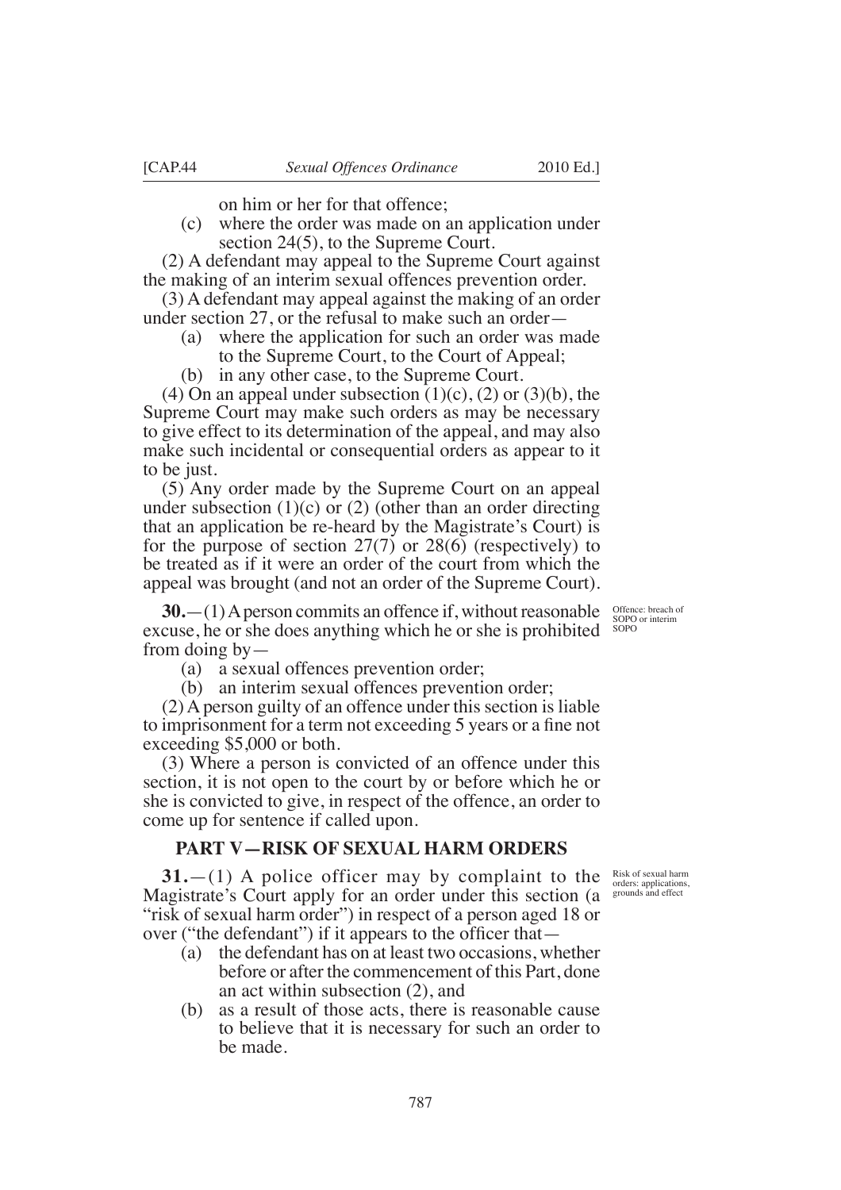on him or her for that offence;

(c) where the order was made on an application under section 24(5), to the Supreme Court.

(2) A defendant may appeal to the Supreme Court against the making of an interim sexual offences prevention order.

(3) A defendant may appeal against the making of an order under section 27, or the refusal to make such an order—

(a) where the application for such an order was made to the Supreme Court, to the Court of Appeal;

(b) in any other case, to the Supreme Court.

(4) On an appeal under subsection (1)(c), (2) or (3)(b), the Supreme Court may make such orders as may be necessary to give effect to its determination of the appeal, and may also make such incidental or consequential orders as appear to it to be just.

(5) Any order made by the Supreme Court on an appeal under subsection (1)(c) or (2) (other than an order directing that an application be re-heard by the Magistrate's Court) is for the purpose of section 27(7) or 28(6) (respectively) to be treated as if it were an order of the court from which the appeal was brought (and not an order of the Supreme Court).

Offence: breach of SOPO or interim SOPO

**30.**—(1) A person commits an offence if, without reasonable excuse, he or she does anything which he or she is prohibited from doing by—

(a) a sexual offences prevention order;

(b) an interim sexual offences prevention order;

(2) A person guilty of an offence under this section is liable to imprisonment for a term not exceeding 5 years or a fine not exceeding $5,000 or both.

(3) Where a person is convicted of an offence under this section, it is not open to the court by or before which he or she is convicted to give, in respect of the offence, an order to come up for sentence if called upon.

## PART V—RISK OF SEXUAL HARM ORDERS

Risk of sexual harm orders: applications, grounds and effect

**31.**—(1) A police officer may by complaint to the Magistrate's Court apply for an order under this section (a "risk of sexual harm order") in respect of a person aged 18 or over ("the defendant") if it appears to the officer that—

(a) the defendant has on at least two occasions, whether before or after the commencement of this Part, done an act within subsection (2), and

(b) as a result of those acts, there is reasonable cause to believe that it is necessary for such an order to be made.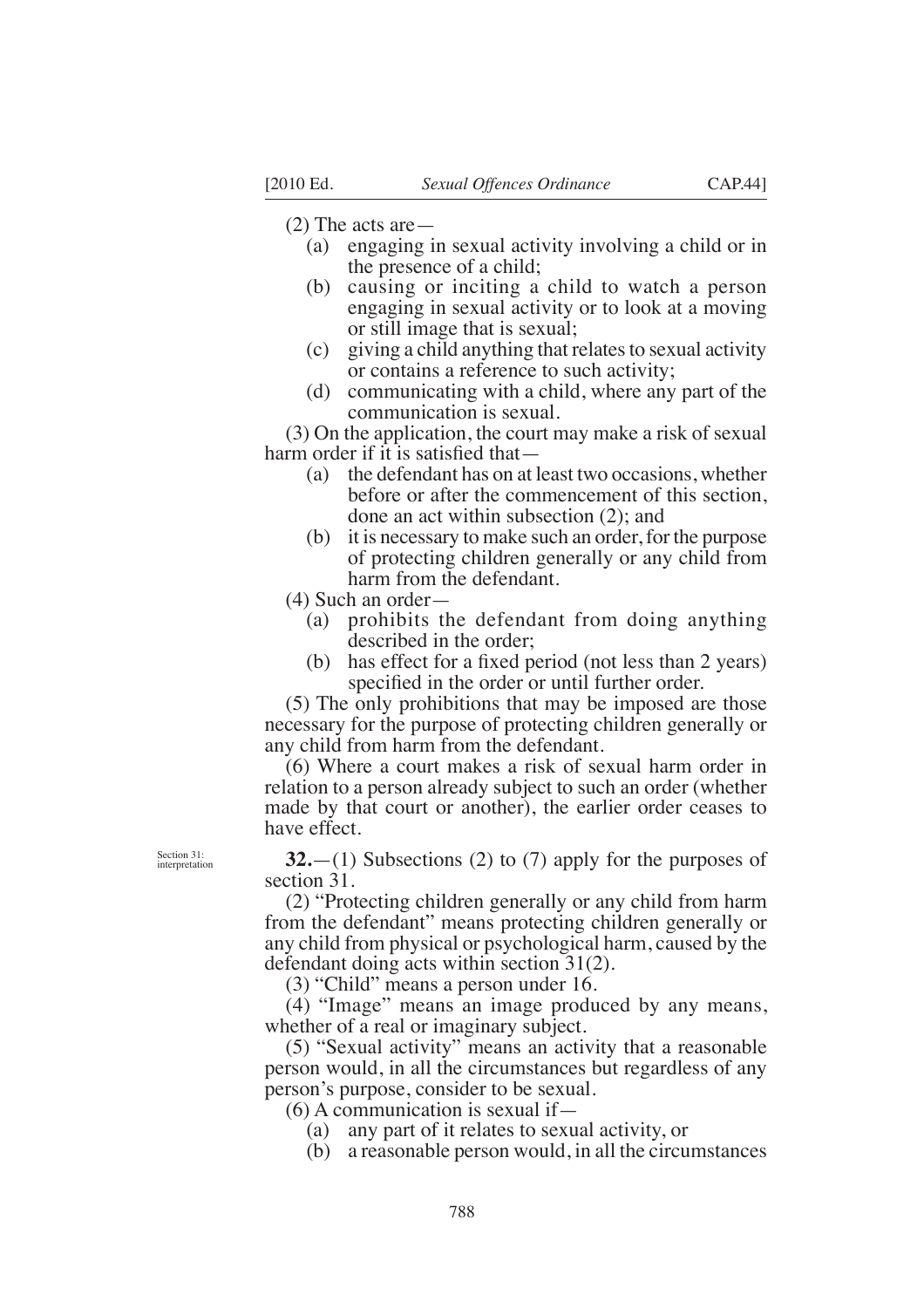(2) The acts are—

- (a) engaging in sexual activity involving a child or in the presence of a child;
- (b) causing or inciting a child to watch a person engaging in sexual activity or to look at a moving or still image that is sexual;
- (c) giving a child anything that relates to sexual activity or contains a reference to such activity;
- (d) communicating with a child, where any part of the communication is sexual.

(3) On the application, the court may make a risk of sexual harm order if it is satisfied that—

- (a) the defendant has on at least two occasions, whether before or after the commencement of this section, done an act within subsection (2); and
- (b) it is necessary to make such an order, for the purpose of protecting children generally or any child from harm from the defendant.

(4) Such an order—

- (a) prohibits the defendant from doing anything described in the order;
- (b) has effect for a fixed period (not less than 2 years) specified in the order or until further order.

(5) The only prohibitions that may be imposed are those necessary for the purpose of protecting children generally or any child from harm from the defendant.

(6) Where a court makes a risk of sexual harm order in relation to a person already subject to such an order (whether made by that court or another), the earlier order ceases to have effect.

Section 31: interpretation

**32.**—(1) Subsections (2) to (7) apply for the purposes of section 31.

(2) "Protecting children generally or any child from harm from the defendant" means protecting children generally or any child from physical or psychological harm, caused by the defendant doing acts within section 31(2).

(3) "Child" means a person under 16.

(4) "Image" means an image produced by any means, whether of a real or imaginary subject.

(5) "Sexual activity" means an activity that a reasonable person would, in all the circumstances but regardless of any person's purpose, consider to be sexual.

(6) A communication is sexual if—

- (a) any part of it relates to sexual activity, or
- (b) a reasonable person would, in all the circumstances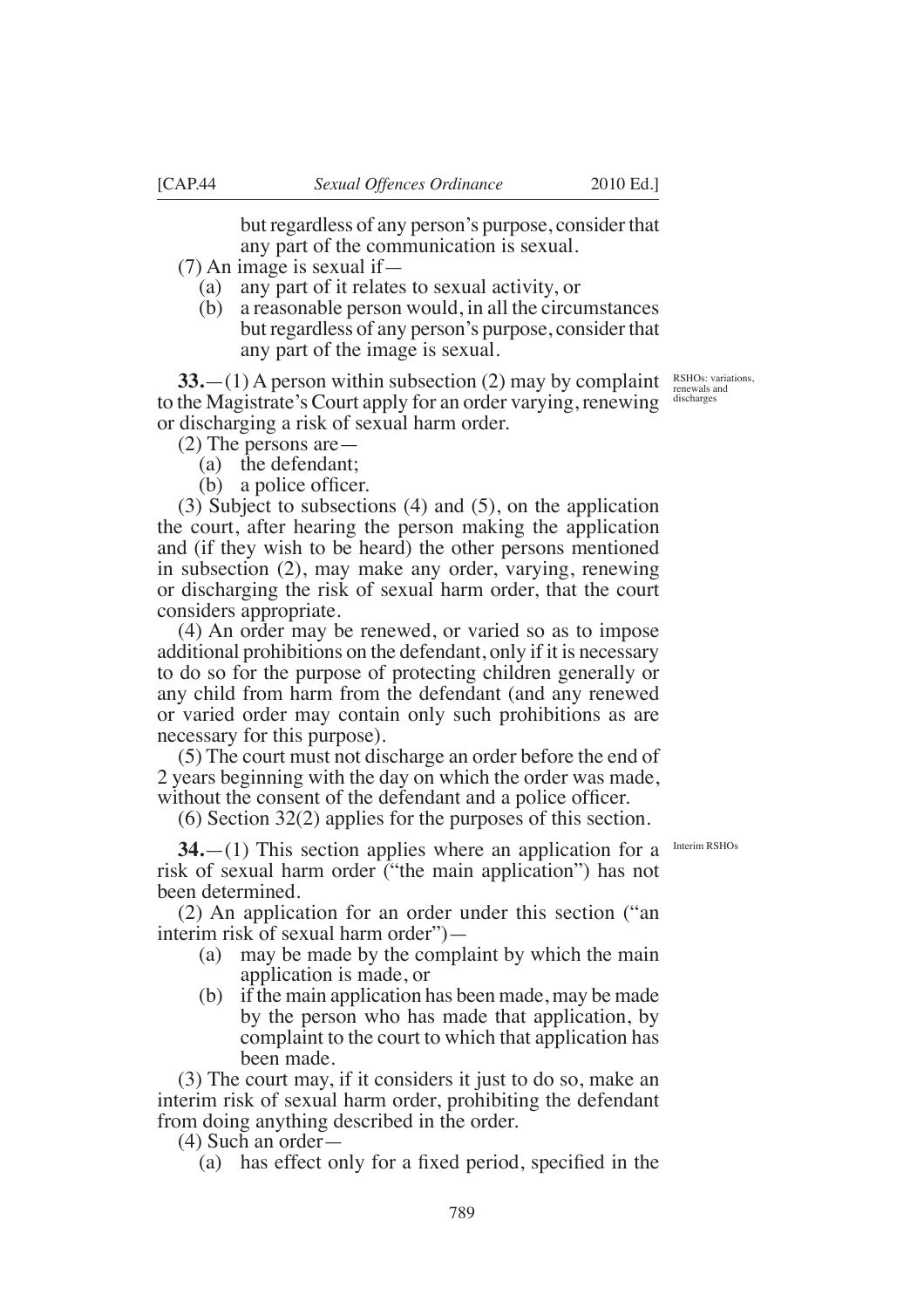but regardless of any person's purpose, consider that any part of the communication is sexual.

(7) An image is sexual if—

(a) any part of it relates to sexual activity, or

(b) a reasonable person would, in all the circumstances but regardless of any person's purpose, consider that any part of the image is sexual.

RSHOs: variations, renewals and discharges

**33.**—(1) A person within subsection (2) may by complaint to the Magistrate's Court apply for an order varying, renewing or discharging a risk of sexual harm order.

(2) The persons are—

(a) the defendant;

(b) a police officer.

(3) Subject to subsections (4) and (5), on the application the court, after hearing the person making the application and (if they wish to be heard) the other persons mentioned in subsection (2), may make any order, varying, renewing or discharging the risk of sexual harm order, that the court considers appropriate.

(4) An order may be renewed, or varied so as to impose additional prohibitions on the defendant, only if it is necessary to do so for the purpose of protecting children generally or any child from harm from the defendant (and any renewed or varied order may contain only such prohibitions as are necessary for this purpose).

(5) The court must not discharge an order before the end of 2 years beginning with the day on which the order was made, without the consent of the defendant and a police officer.

(6) Section 32(2) applies for the purposes of this section.

Interim RSHOs

**34.**—(1) This section applies where an application for a risk of sexual harm order ("the main application") has not been determined.

(2) An application for an order under this section ("an interim risk of sexual harm order")—

(a) may be made by the complaint by which the main application is made, or

(b) if the main application has been made, may be made by the person who has made that application, by complaint to the court to which that application has been made.

(3) The court may, if it considers it just to do so, make an interim risk of sexual harm order, prohibiting the defendant from doing anything described in the order.

(4) Such an order—

(a) has effect only for a fixed period, specified in the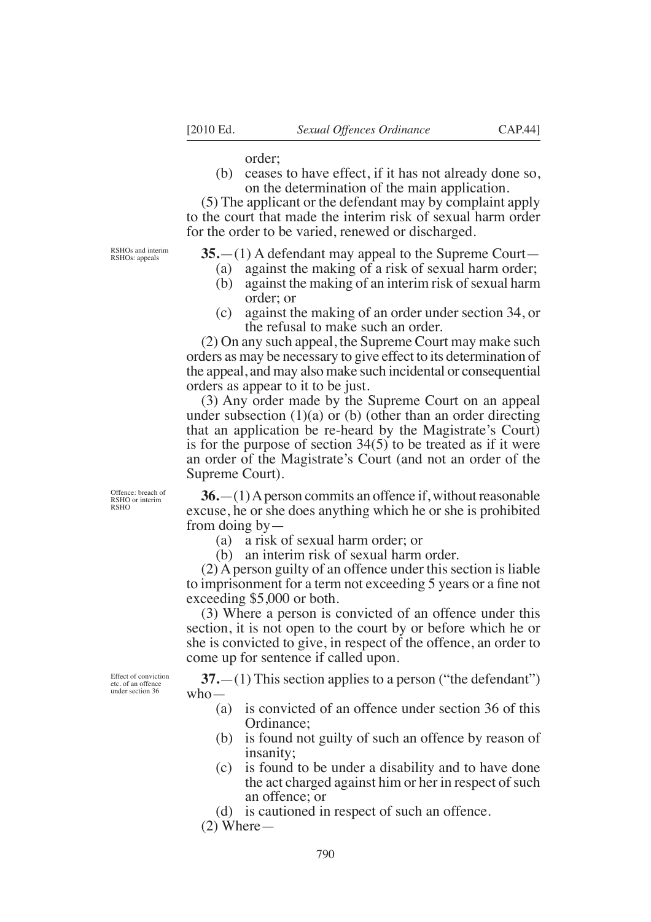order;

(b) ceases to have effect, if it has not already done so, on the determination of the main application.

(5) The applicant or the defendant may by complaint apply to the court that made the interim risk of sexual harm order for the order to be varied, renewed or discharged.

RSHOs and interim RSHOs: appeals

**35.**—(1) A defendant may appeal to the Supreme Court—

(a) against the making of a risk of sexual harm order;

(b) against the making of an interim risk of sexual harm order; or

(c) against the making of an order under section 34, or the refusal to make such an order.

(2) On any such appeal, the Supreme Court may make such orders as may be necessary to give effect to its determination of the appeal, and may also make such incidental or consequential orders as appear to it to be just.

(3) Any order made by the Supreme Court on an appeal under subsection (1)(a) or (b) (other than an order directing that an application be re-heard by the Magistrate's Court) is for the purpose of section 34(5) to be treated as if it were an order of the Magistrate's Court (and not an order of the Supreme Court).

Offence: breach of RSHO or interim RSHO

**36.**—(1) A person commits an offence if, without reasonable excuse, he or she does anything which he or she is prohibited from doing by—

(a) a risk of sexual harm order; or

(b) an interim risk of sexual harm order.

(2) A person guilty of an offence under this section is liable to imprisonment for a term not exceeding 5 years or a fine not exceeding $5,000 or both.

(3) Where a person is convicted of an offence under this section, it is not open to the court by or before which he or she is convicted to give, in respect of the offence, an order to come up for sentence if called upon.

Effect of conviction etc. of an offence under section 36

**37.**—(1) This section applies to a person ("the defendant") who—

(a) is convicted of an offence under section 36 of this Ordinance;

(b) is found not guilty of such an offence by reason of insanity;

(c) is found to be under a disability and to have done the act charged against him or her in respect of such an offence; or

(d) is cautioned in respect of such an offence.

(2) Where—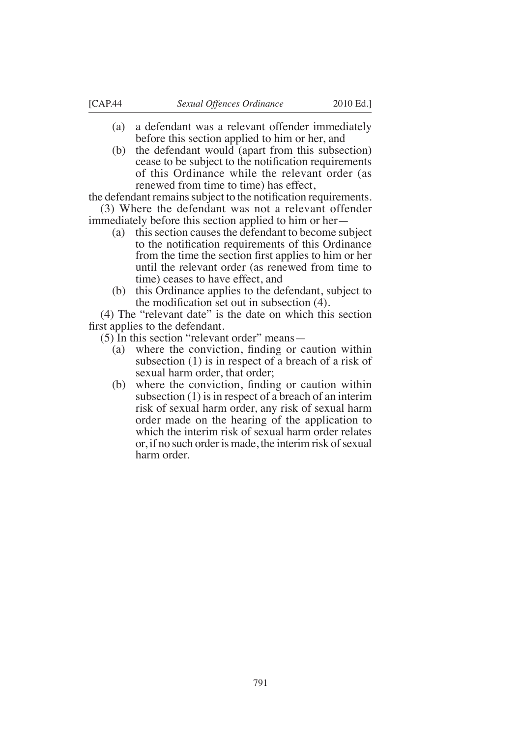(a) a defendant was a relevant offender immediately before this section applied to him or her, and

(b) the defendant would (apart from this subsection) cease to be subject to the notification requirements of this Ordinance while the relevant order (as renewed from time to time) has effect,

the defendant remains subject to the notification requirements.

(3) Where the defendant was not a relevant offender immediately before this section applied to him or her—

(a) this section causes the defendant to become subject to the notification requirements of this Ordinance from the time the section first applies to him or her until the relevant order (as renewed from time to time) ceases to have effect, and

(b) this Ordinance applies to the defendant, subject to the modification set out in subsection (4).

(4) The "relevant date" is the date on which this section first applies to the defendant.

(5) In this section "relevant order" means—

(a) where the conviction, finding or caution within subsection (1) is in respect of a breach of a risk of sexual harm order, that order;

(b) where the conviction, finding or caution within subsection (1) is in respect of a breach of an interim risk of sexual harm order, any risk of sexual harm order made on the hearing of the application to which the interim risk of sexual harm order relates or, if no such order is made, the interim risk of sexual harm order.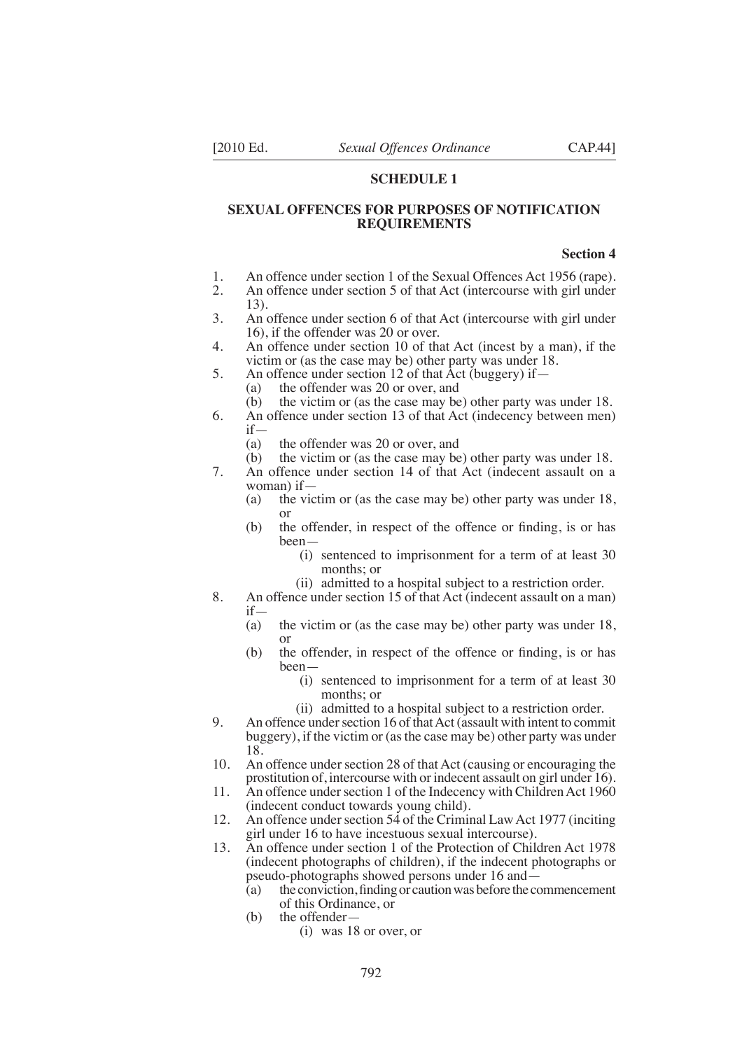## SCHEDULE 1

### SEXUAL OFFENCES FOR PURPOSES OF NOTIFICATION REQUIREMENTS

**Section 4**

1. An offence under section 1 of the Sexual Offences Act 1956 (rape).
2. An offence under section 5 of that Act (intercourse with girl under 13).
3. An offence under section 6 of that Act (intercourse with girl under 16), if the offender was 20 or over.
4. An offence under section 10 of that Act (incest by a man), if the victim or (as the case may be) other party was under 18.
5. An offence under section 12 of that Act (buggery) if—
   - (a) the offender was 20 or over, and
   - (b) the victim or (as the case may be) other party was under 18.
6. An offence under section 13 of that Act (indecency between men) if—
   - (a) the offender was 20 or over, and
   - (b) the victim or (as the case may be) other party was under 18.
7. An offence under section 14 of that Act (indecent assault on a woman) if—
   - (a) the victim or (as the case may be) other party was under 18, or
   - (b) the offender, in respect of the offence or finding, is or has been—
     - (i) sentenced to imprisonment for a term of at least 30 months; or
     - (ii) admitted to a hospital subject to a restriction order.
8. An offence under section 15 of that Act (indecent assault on a man) if—
   - (a) the victim or (as the case may be) other party was under 18, or
   - (b) the offender, in respect of the offence or finding, is or has been—
     - (i) sentenced to imprisonment for a term of at least 30 months; or
     - (ii) admitted to a hospital subject to a restriction order.
9. An offence under section 16 of that Act (assault with intent to commit buggery), if the victim or (as the case may be) other party was under 18.
10. An offence under section 28 of that Act (causing or encouraging the prostitution of, intercourse with or indecent assault on girl under 16).
11. An offence under section 1 of the Indecency with Children Act 1960 (indecent conduct towards young child).
12. An offence under section 54 of the Criminal Law Act 1977 (inciting girl under 16 to have incestuous sexual intercourse).
13. An offence under section 1 of the Protection of Children Act 1978 (indecent photographs of children), if the indecent photographs or pseudo-photographs showed persons under 16 and—
   - (a) the conviction, finding or caution was before the commencement of this Ordinance, or
   - (b) the offender—
     - (i) was 18 or over, or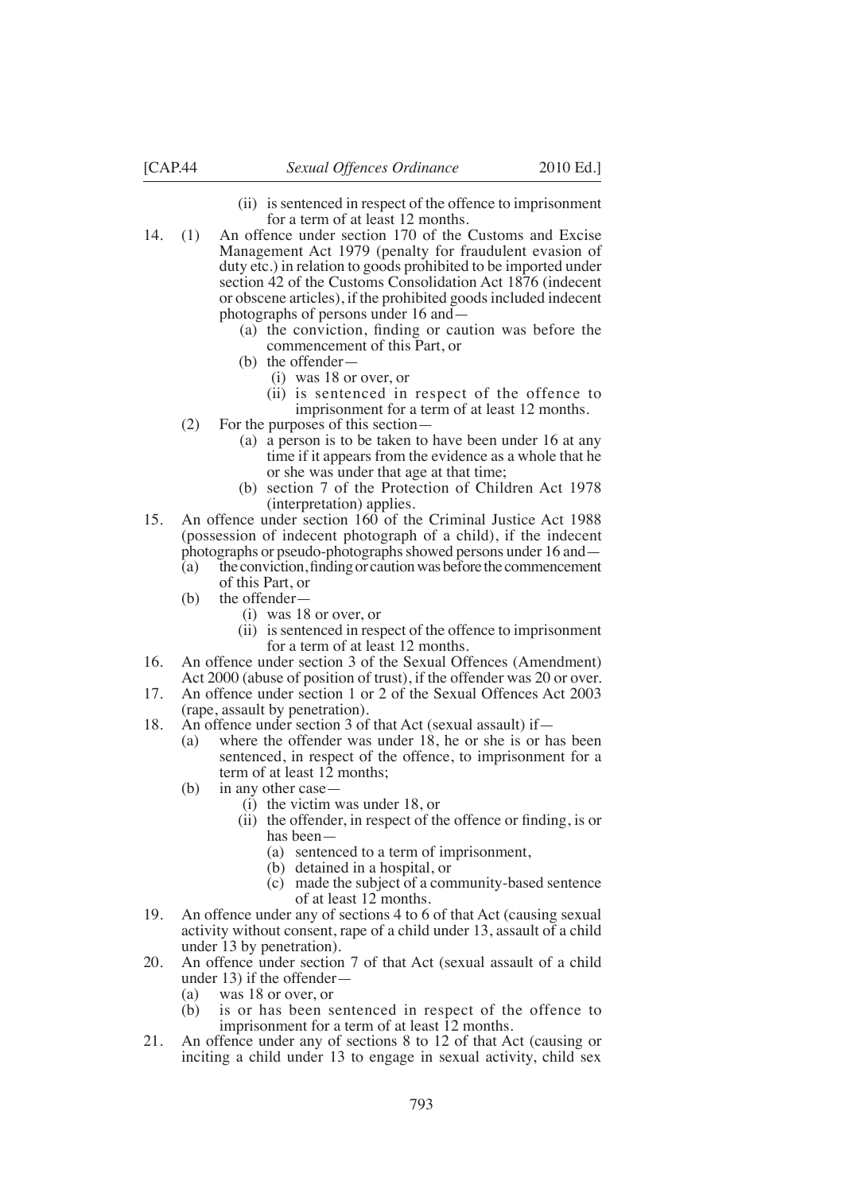(ii) is sentenced in respect of the offence to imprisonment for a term of at least 12 months.

14. (1) An offence under section 170 of the Customs and Excise Management Act 1979 (penalty for fraudulent evasion of duty etc.) in relation to goods prohibited to be imported under section 42 of the Customs Consolidation Act 1876 (indecent or obscene articles), if the prohibited goods included indecent photographs of persons under 16 and—
    - (a) the conviction, finding or caution was before the commencement of this Part, or
    - (b) the offender—
        - (i) was 18 or over, or
        - (ii) is sentenced in respect of the offence to imprisonment for a term of at least 12 months.

    (2) For the purposes of this section—
    - (a) a person is to be taken to have been under 16 at any time if it appears from the evidence as a whole that he or she was under that age at that time;
    - (b) section 7 of the Protection of Children Act 1978 (interpretation) applies.

15. An offence under section 160 of the Criminal Justice Act 1988 (possession of indecent photograph of a child), if the indecent photographs or pseudo-photographs showed persons under 16 and—
    - (a) the conviction, finding or caution was before the commencement of this Part, or
    - (b) the offender—
        - (i) was 18 or over, or
        - (ii) is sentenced in respect of the offence to imprisonment for a term of at least 12 months.

16. An offence under section 3 of the Sexual Offences (Amendment) Act 2000 (abuse of position of trust), if the offender was 20 or over.

17. An offence under section 1 or 2 of the Sexual Offences Act 2003 (rape, assault by penetration).

18. An offence under section 3 of that Act (sexual assault) if—
    - (a) where the offender was under 18, he or she is or has been sentenced, in respect of the offence, to imprisonment for a term of at least 12 months;
    - (b) in any other case—
        - (i) the victim was under 18, or
        - (ii) the offender, in respect of the offence or finding, is or has been—
            - (a) sentenced to a term of imprisonment,
            - (b) detained in a hospital, or
            - (c) made the subject of a community-based sentence of at least 12 months.

19. An offence under any of sections 4 to 6 of that Act (causing sexual activity without consent, rape of a child under 13, assault of a child under 13 by penetration).

20. An offence under section 7 of that Act (sexual assault of a child under 13) if the offender—
    - (a) was 18 or over, or
    - (b) is or has been sentenced in respect of the offence to imprisonment for a term of at least 12 months.

21. An offence under any of sections 8 to 12 of that Act (causing or inciting a child under 13 to engage in sexual activity, child sex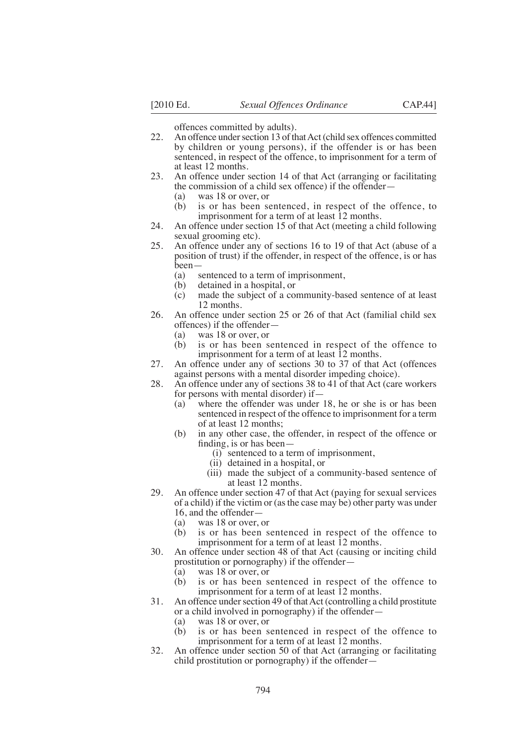offences committed by adults).

22. An offence under section 13 of that Act (child sex offences committed by children or young persons), if the offender is or has been sentenced, in respect of the offence, to imprisonment for a term of at least 12 months.

23. An offence under section 14 of that Act (arranging or facilitating the commission of a child sex offence) if the offender—
    (a) was 18 or over, or
    (b) is or has been sentenced, in respect of the offence, to imprisonment for a term of at least 12 months.

24. An offence under section 15 of that Act (meeting a child following sexual grooming etc).

25. An offence under any of sections 16 to 19 of that Act (abuse of a position of trust) if the offender, in respect of the offence, is or has been—
    (a) sentenced to a term of imprisonment,
    (b) detained in a hospital, or
    (c) made the subject of a community-based sentence of at least 12 months.

26. An offence under section 25 or 26 of that Act (familial child sex offences) if the offender—
    (a) was 18 or over, or
    (b) is or has been sentenced in respect of the offence to imprisonment for a term of at least 12 months.

27. An offence under any of sections 30 to 37 of that Act (offences against persons with a mental disorder impeding choice).

28. An offence under any of sections 38 to 41 of that Act (care workers for persons with mental disorder) if—
    (a) where the offender was under 18, he or she is or has been sentenced in respect of the offence to imprisonment for a term of at least 12 months;
    (b) in any other case, the offender, in respect of the offence or finding, is or has been—
        (i) sentenced to a term of imprisonment,
        (ii) detained in a hospital, or
        (iii) made the subject of a community-based sentence of at least 12 months.

29. An offence under section 47 of that Act (paying for sexual services of a child) if the victim or (as the case may be) other party was under 16, and the offender—
    (a) was 18 or over, or
    (b) is or has been sentenced in respect of the offence to imprisonment for a term of at least 12 months.

30. An offence under section 48 of that Act (causing or inciting child prostitution or pornography) if the offender—
    (a) was 18 or over, or
    (b) is or has been sentenced in respect of the offence to imprisonment for a term of at least 12 months.

31. An offence under section 49 of that Act (controlling a child prostitute or a child involved in pornography) if the offender—
    (a) was 18 or over, or
    (b) is or has been sentenced in respect of the offence to imprisonment for a term of at least 12 months.

32. An offence under section 50 of that Act (arranging or facilitating child prostitution or pornography) if the offender—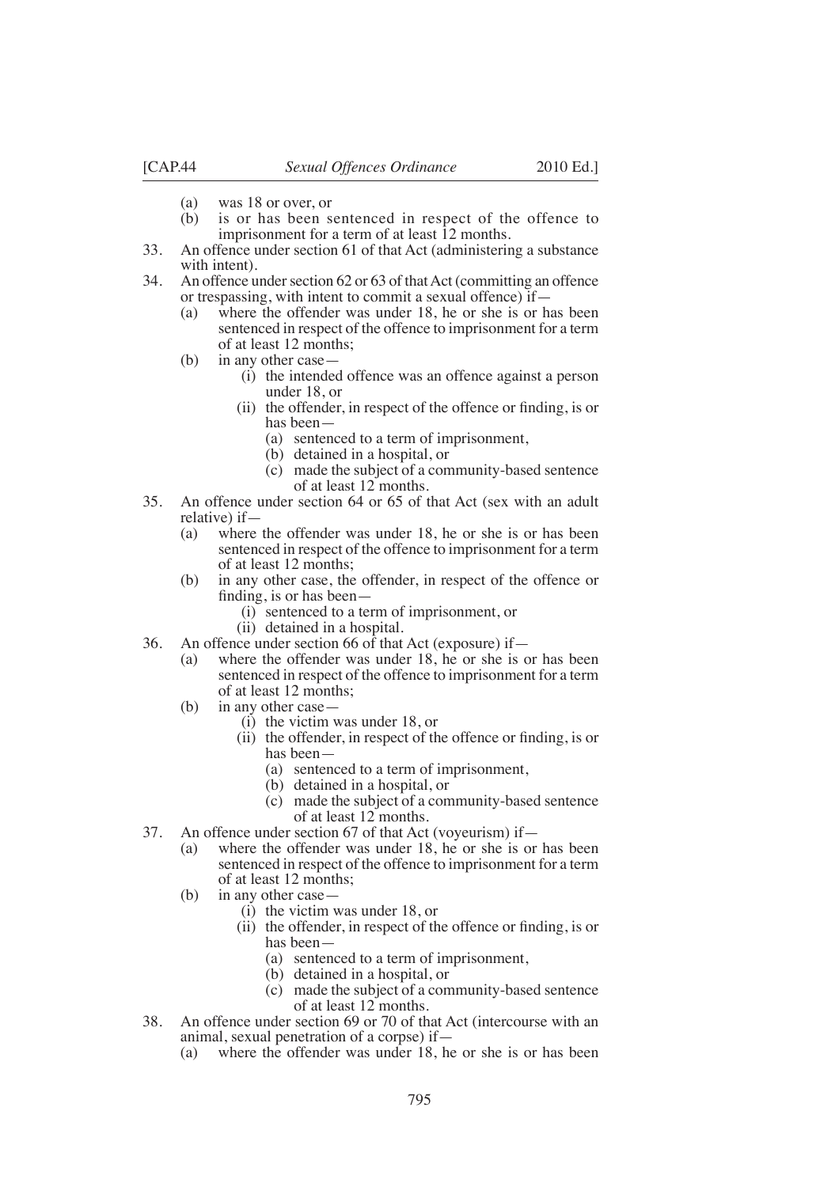(a) was 18 or over, or

(b) is or has been sentenced in respect of the offence to imprisonment for a term of at least 12 months.

33. An offence under section 61 of that Act (administering a substance with intent).

34. An offence under section 62 or 63 of that Act (committing an offence or trespassing, with intent to commit a sexual offence) if—

   (a) where the offender was under 18, he or she is or has been sentenced in respect of the offence to imprisonment for a term of at least 12 months;

   (b) in any other case—

      (i) the intended offence was an offence against a person under 18, or

      (ii) the offender, in respect of the offence or finding, is or has been—

         (a) sentenced to a term of imprisonment,

         (b) detained in a hospital, or

         (c) made the subject of a community-based sentence of at least 12 months.

35. An offence under section 64 or 65 of that Act (sex with an adult relative) if—

   (a) where the offender was under 18, he or she is or has been sentenced in respect of the offence to imprisonment for a term of at least 12 months;

   (b) in any other case, the offender, in respect of the offence or finding, is or has been—

      (i) sentenced to a term of imprisonment, or

      (ii) detained in a hospital.

36. An offence under section 66 of that Act (exposure) if—

   (a) where the offender was under 18, he or she is or has been sentenced in respect of the offence to imprisonment for a term of at least 12 months;

   (b) in any other case—

      (i) the victim was under 18, or

      (ii) the offender, in respect of the offence or finding, is or has been—

         (a) sentenced to a term of imprisonment,

         (b) detained in a hospital, or

         (c) made the subject of a community-based sentence of at least 12 months.

37. An offence under section 67 of that Act (voyeurism) if—

   (a) where the offender was under 18, he or she is or has been sentenced in respect of the offence to imprisonment for a term of at least 12 months;

   (b) in any other case—

      (i) the victim was under 18, or

      (ii) the offender, in respect of the offence or finding, is or has been—

         (a) sentenced to a term of imprisonment,

         (b) detained in a hospital, or

         (c) made the subject of a community-based sentence of at least 12 months.

38. An offence under section 69 or 70 of that Act (intercourse with an animal, sexual penetration of a corpse) if—

   (a) where the offender was under 18, he or she is or has been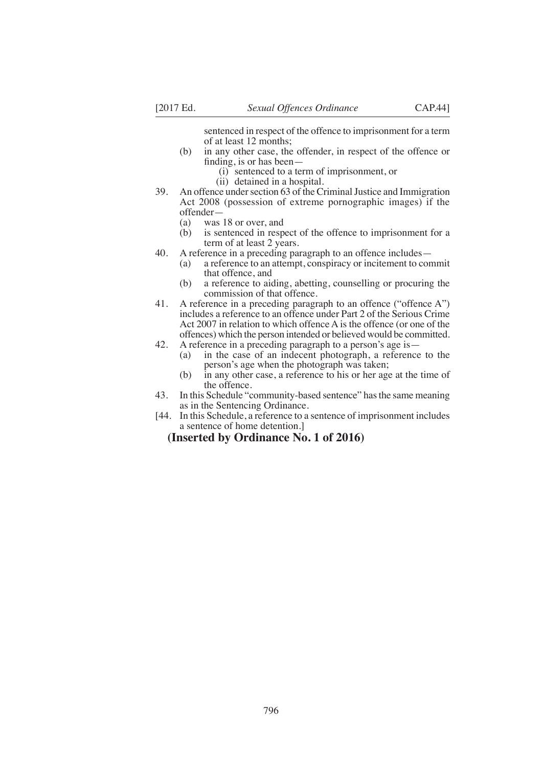sentenced in respect of the offence to imprisonment for a term of at least 12 months;

(b) in any other case, the offender, in respect of the offence or finding, is or has been—

(i) sentenced to a term of imprisonment, or

(ii) detained in a hospital.

39. An offence under section 63 of the Criminal Justice and Immigration Act 2008 (possession of extreme pornographic images) if the offender—

(a) was 18 or over, and

(b) is sentenced in respect of the offence to imprisonment for a term of at least 2 years.

40. A reference in a preceding paragraph to an offence includes—

(a) a reference to an attempt, conspiracy or incitement to commit that offence, and

(b) a reference to aiding, abetting, counselling or procuring the commission of that offence.

41. A reference in a preceding paragraph to an offence ("offence A") includes a reference to an offence under Part 2 of the Serious Crime Act 2007 in relation to which offence A is the offence (or one of the offences) which the person intended or believed would be committed.

42. A reference in a preceding paragraph to a person's age is—

(a) in the case of an indecent photograph, a reference to the person's age when the photograph was taken;

(b) in any other case, a reference to his or her age at the time of the offence.

43. In this Schedule "community-based sentence" has the same meaning as in the Sentencing Ordinance.

[44. In this Schedule, a reference to a sentence of imprisonment includes a sentence of home detention.]

**(Inserted by Ordinance No. 1 of 2016)**